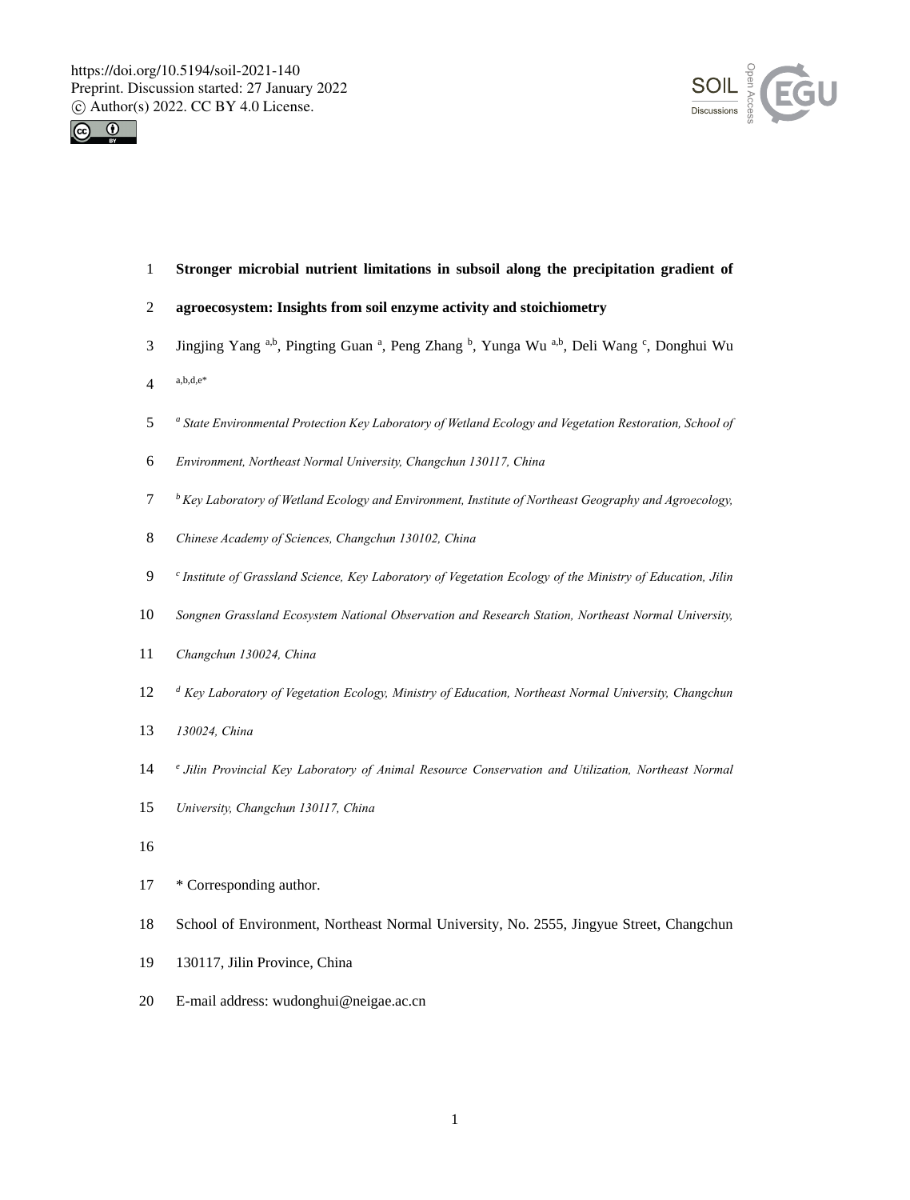# Stronger microbial nutrient limitations in subsoil along the precipitation gradient of agroecosystem: Insights from soil enzyme activity and stoichiometry

Jingjing Yang [a,b], Pingting Guan [a], Peng Zhang [b], Yunga Wu [a,b], Deli Wang [c], Donghui Wu [a,b,d,e*]

[a] *State Environmental Protection Key Laboratory of Wetland Ecology and Vegetation Restoration, School of Environment, Northeast Normal University, Changchun 130117, China*

[b] *Key Laboratory of Wetland Ecology and Environment, Institute of Northeast Geography and Agroecology, Chinese Academy of Sciences, Changchun 130102, China*

[c] *Institute of Grassland Science, Key Laboratory of Vegetation Ecology of the Ministry of Education, Jilin Songnen Grassland Ecosystem National Observation and Research Station, Northeast Normal University, Changchun 130024, China*

[d] *Key Laboratory of Vegetation Ecology, Ministry of Education, Northeast Normal University, Changchun 130024, China*

[e] *Jilin Provincial Key Laboratory of Animal Resource Conservation and Utilization, Northeast Normal University, Changchun 130117, China*

* Corresponding author.

School of Environment, Northeast Normal University, No. 2555, Jingyue Street, Changchun 130117, Jilin Province, China

E-mail address: wudonghui@neigae.ac.cn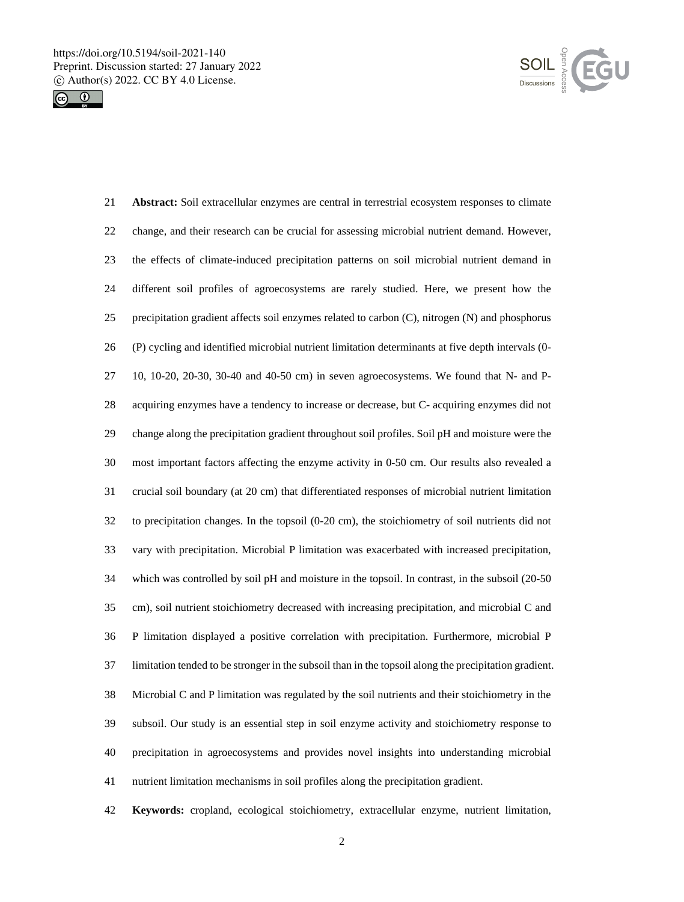**Abstract:** Soil extracellular enzymes are central in terrestrial ecosystem responses to climate change, and their research can be crucial for assessing microbial nutrient demand. However, the effects of climate-induced precipitation patterns on soil microbial nutrient demand in different soil profiles of agroecosystems are rarely studied. Here, we present how the precipitation gradient affects soil enzymes related to carbon (C), nitrogen (N) and phosphorus (P) cycling and identified microbial nutrient limitation determinants at five depth intervals (0-10, 10-20, 20-30, 30-40 and 40-50 cm) in seven agroecosystems. We found that N- and P-acquiring enzymes have a tendency to increase or decrease, but C- acquiring enzymes did not change along the precipitation gradient throughout soil profiles. Soil pH and moisture were the most important factors affecting the enzyme activity in 0-50 cm. Our results also revealed a crucial soil boundary (at 20 cm) that differentiated responses of microbial nutrient limitation to precipitation changes. In the topsoil (0-20 cm), the stoichiometry of soil nutrients did not vary with precipitation. Microbial P limitation was exacerbated with increased precipitation, which was controlled by soil pH and moisture in the topsoil. In contrast, in the subsoil (20-50 cm), soil nutrient stoichiometry decreased with increasing precipitation, and microbial C and P limitation displayed a positive correlation with precipitation. Furthermore, microbial P limitation tended to be stronger in the subsoil than in the topsoil along the precipitation gradient. Microbial C and P limitation was regulated by the soil nutrients and their stoichiometry in the subsoil. Our study is an essential step in soil enzyme activity and stoichiometry response to precipitation in agroecosystems and provides novel insights into understanding microbial nutrient limitation mechanisms in soil profiles along the precipitation gradient.

**Keywords:** cropland, ecological stoichiometry, extracellular enzyme, nutrient limitation,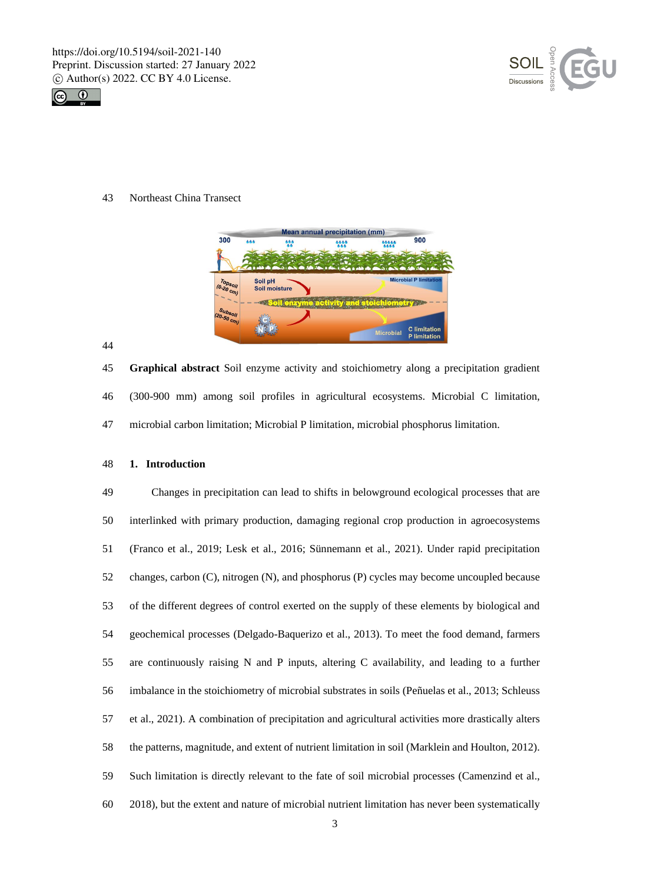Northeast China Transect

**Graphical abstract** Soil enzyme activity and stoichiometry along a precipitation gradient (300-900 mm) among soil profiles in agricultural ecosystems. Microbial C limitation, microbial carbon limitation; Microbial P limitation, microbial phosphorus limitation.

## 1. Introduction

Changes in precipitation can lead to shifts in belowground ecological processes that are interlinked with primary production, damaging regional crop production in agroecosystems (Franco et al., 2019; Lesk et al., 2016; Sünnemann et al., 2021). Under rapid precipitation changes, carbon (C), nitrogen (N), and phosphorus (P) cycles may become uncoupled because of the different degrees of control exerted on the supply of these elements by biological and geochemical processes (Delgado-Baquerizo et al., 2013). To meet the food demand, farmers are continuously raising N and P inputs, altering C availability, and leading to a further imbalance in the stoichiometry of microbial substrates in soils (Peñuelas et al., 2013; Schleuss et al., 2021). A combination of precipitation and agricultural activities more drastically alters the patterns, magnitude, and extent of nutrient limitation in soil (Marklein and Houlton, 2012). Such limitation is directly relevant to the fate of soil microbial processes (Camenzind et al., 2018), but the extent and nature of microbial nutrient limitation has never been systematically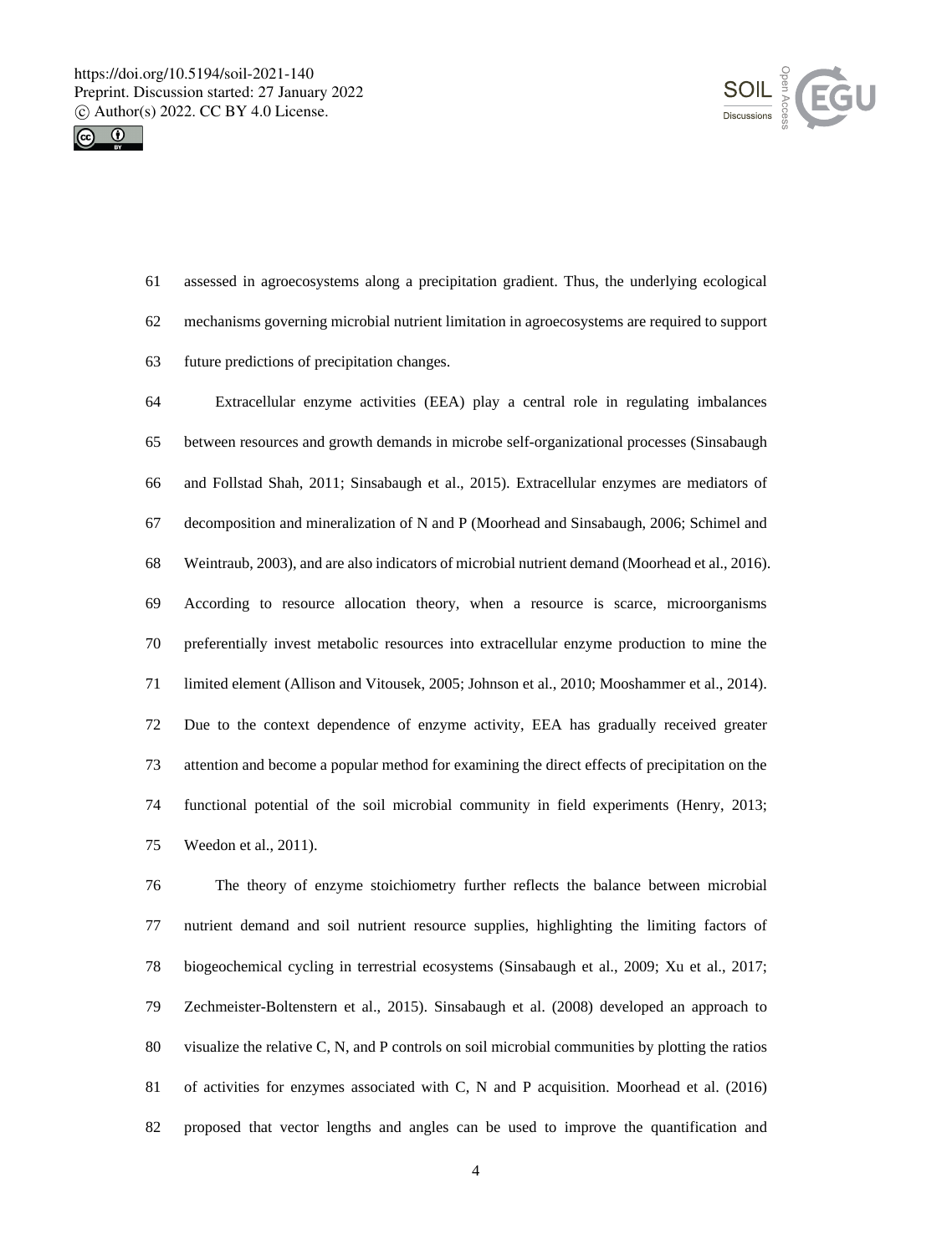assessed in agroecosystems along a precipitation gradient. Thus, the underlying ecological mechanisms governing microbial nutrient limitation in agroecosystems are required to support future predictions of precipitation changes.

Extracellular enzyme activities (EEA) play a central role in regulating imbalances between resources and growth demands in microbe self-organizational processes (Sinsabaugh and Follstad Shah, 2011; Sinsabaugh et al., 2015). Extracellular enzymes are mediators of decomposition and mineralization of N and P (Moorhead and Sinsabaugh, 2006; Schimel and Weintraub, 2003), and are also indicators of microbial nutrient demand (Moorhead et al., 2016). According to resource allocation theory, when a resource is scarce, microorganisms preferentially invest metabolic resources into extracellular enzyme production to mine the limited element (Allison and Vitousek, 2005; Johnson et al., 2010; Mooshammer et al., 2014). Due to the context dependence of enzyme activity, EEA has gradually received greater attention and become a popular method for examining the direct effects of precipitation on the functional potential of the soil microbial community in field experiments (Henry, 2013; Weedon et al., 2011).

The theory of enzyme stoichiometry further reflects the balance between microbial nutrient demand and soil nutrient resource supplies, highlighting the limiting factors of biogeochemical cycling in terrestrial ecosystems (Sinsabaugh et al., 2009; Xu et al., 2017; Zechmeister-Boltenstern et al., 2015). Sinsabaugh et al. (2008) developed an approach to visualize the relative C, N, and P controls on soil microbial communities by plotting the ratios of activities for enzymes associated with C, N and P acquisition. Moorhead et al. (2016) proposed that vector lengths and angles can be used to improve the quantification and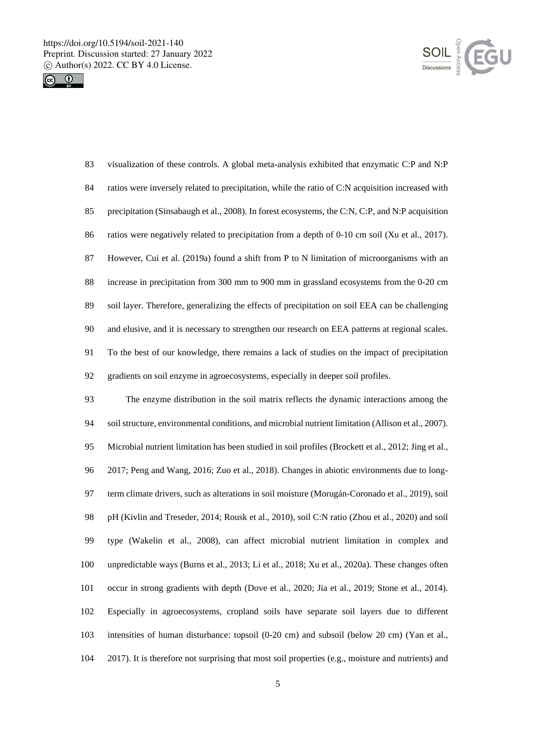visualization of these controls. A global meta-analysis exhibited that enzymatic C:P and N:P ratios were inversely related to precipitation, while the ratio of C:N acquisition increased with precipitation (Sinsabaugh et al., 2008). In forest ecosystems, the C:N, C:P, and N:P acquisition ratios were negatively related to precipitation from a depth of 0-10 cm soil (Xu et al., 2017). However, Cui et al. (2019a) found a shift from P to N limitation of microorganisms with an increase in precipitation from 300 mm to 900 mm in grassland ecosystems from the 0-20 cm soil layer. Therefore, generalizing the effects of precipitation on soil EEA can be challenging and elusive, and it is necessary to strengthen our research on EEA patterns at regional scales. To the best of our knowledge, there remains a lack of studies on the impact of precipitation gradients on soil enzyme in agroecosystems, especially in deeper soil profiles.

The enzyme distribution in the soil matrix reflects the dynamic interactions among the soil structure, environmental conditions, and microbial nutrient limitation (Allison et al., 2007). Microbial nutrient limitation has been studied in soil profiles (Brockett et al., 2012; Jing et al., 2017; Peng and Wang, 2016; Zuo et al., 2018). Changes in abiotic environments due to long-term climate drivers, such as alterations in soil moisture (Morugán-Coronado et al., 2019), soil pH (Kivlin and Treseder, 2014; Rousk et al., 2010), soil C:N ratio (Zhou et al., 2020) and soil type (Wakelin et al., 2008), can affect microbial nutrient limitation in complex and unpredictable ways (Burns et al., 2013; Li et al., 2018; Xu et al., 2020a). These changes often occur in strong gradients with depth (Dove et al., 2020; Jia et al., 2019; Stone et al., 2014). Especially in agroecosystems, cropland soils have separate soil layers due to different intensities of human disturbance: topsoil (0-20 cm) and subsoil (below 20 cm) (Yan et al., 2017). It is therefore not surprising that most soil properties (e.g., moisture and nutrients) and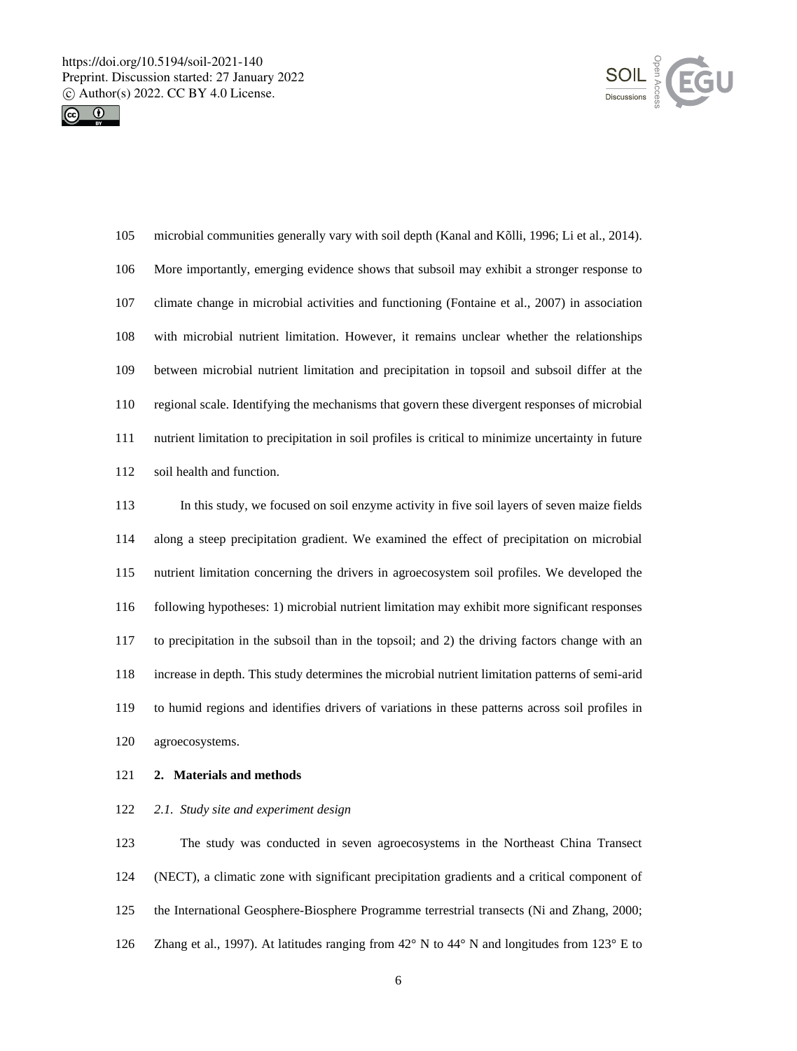microbial communities generally vary with soil depth (Kanal and Kõlli, 1996; Li et al., 2014). More importantly, emerging evidence shows that subsoil may exhibit a stronger response to climate change in microbial activities and functioning (Fontaine et al., 2007) in association with microbial nutrient limitation. However, it remains unclear whether the relationships between microbial nutrient limitation and precipitation in topsoil and subsoil differ at the regional scale. Identifying the mechanisms that govern these divergent responses of microbial nutrient limitation to precipitation in soil profiles is critical to minimize uncertainty in future soil health and function.

In this study, we focused on soil enzyme activity in five soil layers of seven maize fields along a steep precipitation gradient. We examined the effect of precipitation on microbial nutrient limitation concerning the drivers in agroecosystem soil profiles. We developed the following hypotheses: 1) microbial nutrient limitation may exhibit more significant responses to precipitation in the subsoil than in the topsoil; and 2) the driving factors change with an increase in depth. This study determines the microbial nutrient limitation patterns of semi-arid to humid regions and identifies drivers of variations in these patterns across soil profiles in agroecosystems.

## 2. Materials and methods

### *2.1. Study site and experiment design*

The study was conducted in seven agroecosystems in the Northeast China Transect (NECT), a climatic zone with significant precipitation gradients and a critical component of the International Geosphere-Biosphere Programme terrestrial transects (Ni and Zhang, 2000; Zhang et al., 1997). At latitudes ranging from 42° N to 44° N and longitudes from 123° E to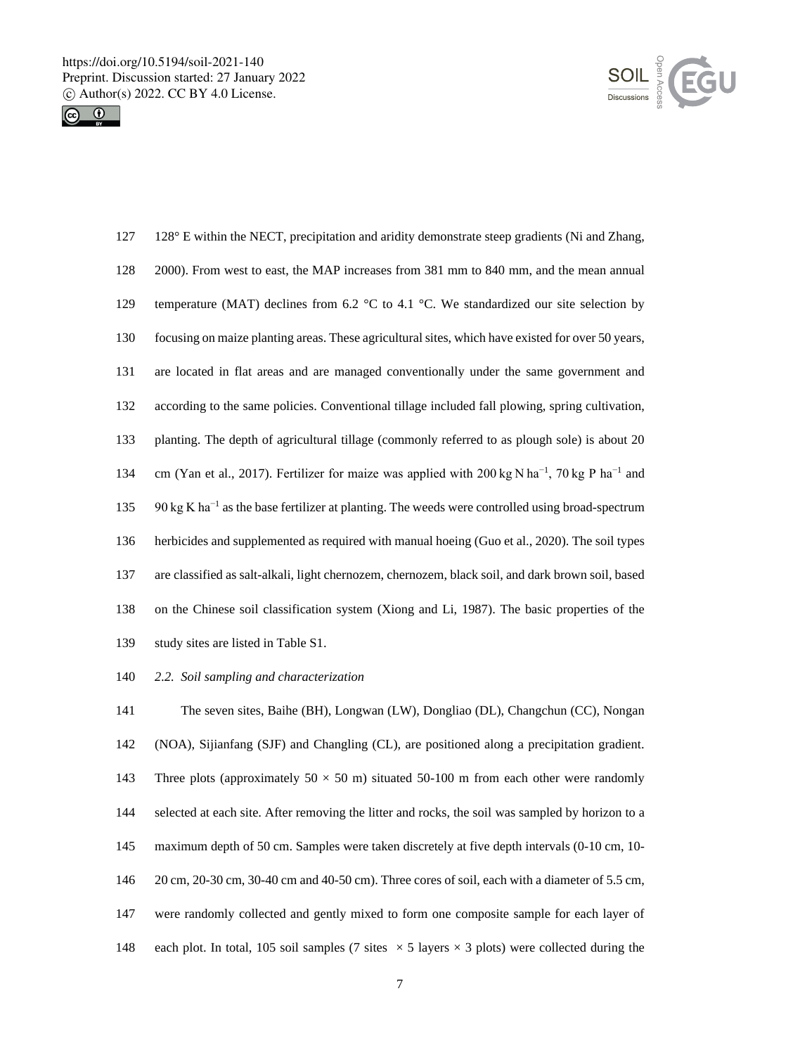128° E within the NECT, precipitation and aridity demonstrate steep gradients (Ni and Zhang, 2000). From west to east, the MAP increases from 381 mm to 840 mm, and the mean annual temperature (MAT) declines from 6.2 °C to 4.1 °C. We standardized our site selection by focusing on maize planting areas. These agricultural sites, which have existed for over 50 years, are located in flat areas and are managed conventionally under the same government and according to the same policies. Conventional tillage included fall plowing, spring cultivation, planting. The depth of agricultural tillage (commonly referred to as plough sole) is about 20 cm (Yan et al., 2017). Fertilizer for maize was applied with 200 kg N ha$^{-1}$, 70 kg P ha$^{-1}$ and 90 kg K ha$^{-1}$ as the base fertilizer at planting. The weeds were controlled using broad-spectrum herbicides and supplemented as required with manual hoeing (Guo et al., 2020). The soil types are classified as salt-alkali, light chernozem, chernozem, black soil, and dark brown soil, based on the Chinese soil classification system (Xiong and Li, 1987). The basic properties of the study sites are listed in Table S1.

### *2.2. Soil sampling and characterization*

The seven sites, Baihe (BH), Longwan (LW), Dongliao (DL), Changchun (CC), Nongan (NOA), Sijianfang (SJF) and Changling (CL), are positioned along a precipitation gradient. Three plots (approximately 50 × 50 m) situated 50-100 m from each other were randomly selected at each site. After removing the litter and rocks, the soil was sampled by horizon to a maximum depth of 50 cm. Samples were taken discretely at five depth intervals (0-10 cm, 10-20 cm, 20-30 cm, 30-40 cm and 40-50 cm). Three cores of soil, each with a diameter of 5.5 cm, were randomly collected and gently mixed to form one composite sample for each layer of each plot. In total, 105 soil samples (7 sites × 5 layers × 3 plots) were collected during the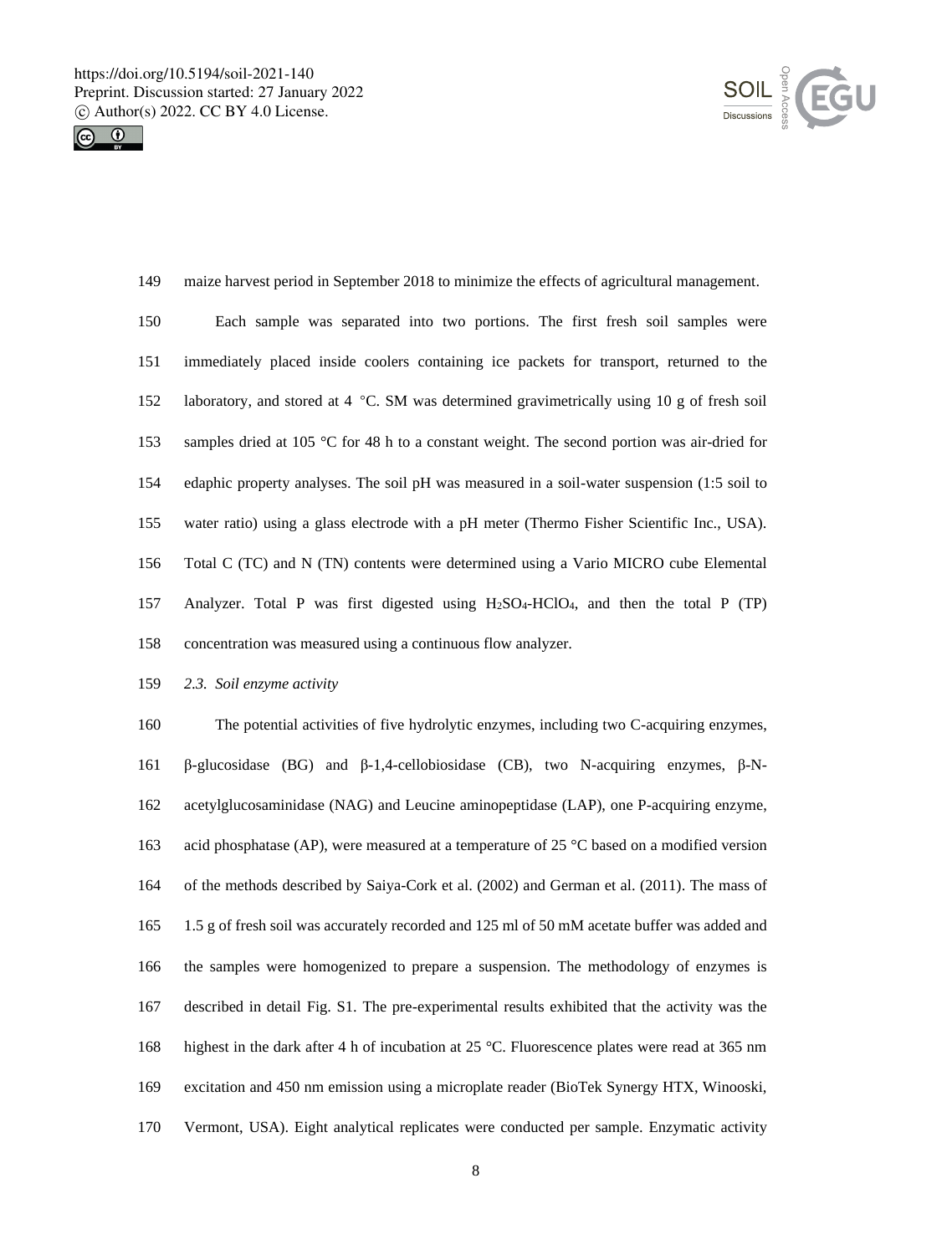maize harvest period in September 2018 to minimize the effects of agricultural management.

Each sample was separated into two portions. The first fresh soil samples were immediately placed inside coolers containing ice packets for transport, returned to the laboratory, and stored at 4 °C. SM was determined gravimetrically using 10 g of fresh soil samples dried at 105 °C for 48 h to a constant weight. The second portion was air-dried for edaphic property analyses. The soil pH was measured in a soil-water suspension (1:5 soil to water ratio) using a glass electrode with a pH meter (Thermo Fisher Scientific Inc., USA). Total C (TC) and N (TN) contents were determined using a Vario MICRO cube Elemental Analyzer. Total P was first digested using $H_2SO_4$-$HClO_4$, and then the total P (TP) concentration was measured using a continuous flow analyzer.

### *2.3. Soil enzyme activity*

The potential activities of five hydrolytic enzymes, including two C-acquiring enzymes, β-glucosidase (BG) and β-1,4-cellobiosidase (CB), two N-acquiring enzymes, β-N-acetylglucosaminidase (NAG) and Leucine aminopeptidase (LAP), one P-acquiring enzyme, acid phosphatase (AP), were measured at a temperature of 25 °C based on a modified version of the methods described by Saiya-Cork et al. (2002) and German et al. (2011). The mass of 1.5 g of fresh soil was accurately recorded and 125 ml of 50 mM acetate buffer was added and the samples were homogenized to prepare a suspension. The methodology of enzymes is described in detail Fig. S1. The pre-experimental results exhibited that the activity was the highest in the dark after 4 h of incubation at 25 °C. Fluorescence plates were read at 365 nm excitation and 450 nm emission using a microplate reader (BioTek Synergy HTX, Winooski, Vermont, USA). Eight analytical replicates were conducted per sample. Enzymatic activity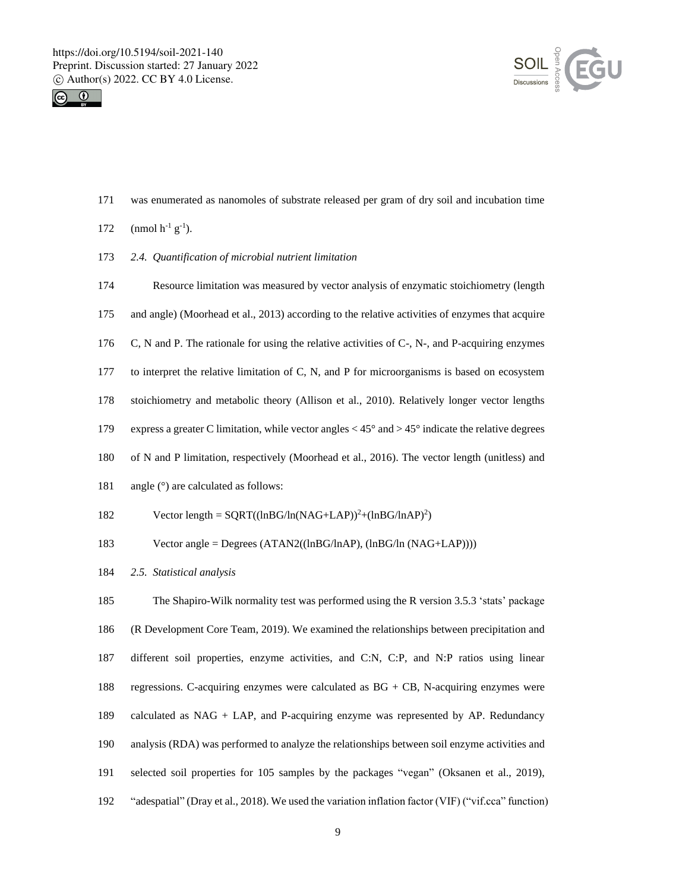was enumerated as nanomoles of substrate released per gram of dry soil and incubation time (nmol $h^{-1}$ $g^{-1}$).

### *2.4. Quantification of microbial nutrient limitation*

Resource limitation was measured by vector analysis of enzymatic stoichiometry (length and angle) (Moorhead et al., 2013) according to the relative activities of enzymes that acquire C, N and P. The rationale for using the relative activities of C-, N-, and P-acquiring enzymes to interpret the relative limitation of C, N, and P for microorganisms is based on ecosystem stoichiometry and metabolic theory (Allison et al., 2010). Relatively longer vector lengths express a greater C limitation, while vector angles < 45° and > 45° indicate the relative degrees of N and P limitation, respectively (Moorhead et al., 2016). The vector length (unitless) and angle (°) are calculated as follows:

$$\text{Vector length} = \text{SQRT}((\ln BG/\ln(NAG+LAP))^2+(\ln BG/\ln AP)^2)$$

$$\text{Vector angle} = \text{Degrees}\ (\text{ATAN2}((\ln BG/\ln AP), (\ln BG/\ln (NAG+LAP))))$$

### *2.5. Statistical analysis*

The Shapiro-Wilk normality test was performed using the R version 3.5.3 'stats' package (R Development Core Team, 2019). We examined the relationships between precipitation and different soil properties, enzyme activities, and C:N, C:P, and N:P ratios using linear regressions. C-acquiring enzymes were calculated as BG + CB, N-acquiring enzymes were calculated as NAG + LAP, and P-acquiring enzyme was represented by AP. Redundancy analysis (RDA) was performed to analyze the relationships between soil enzyme activities and selected soil properties for 105 samples by the packages "vegan" (Oksanen et al., 2019), "adespatial" (Dray et al., 2018). We used the variation inflation factor (VIF) ("vif.cca" function)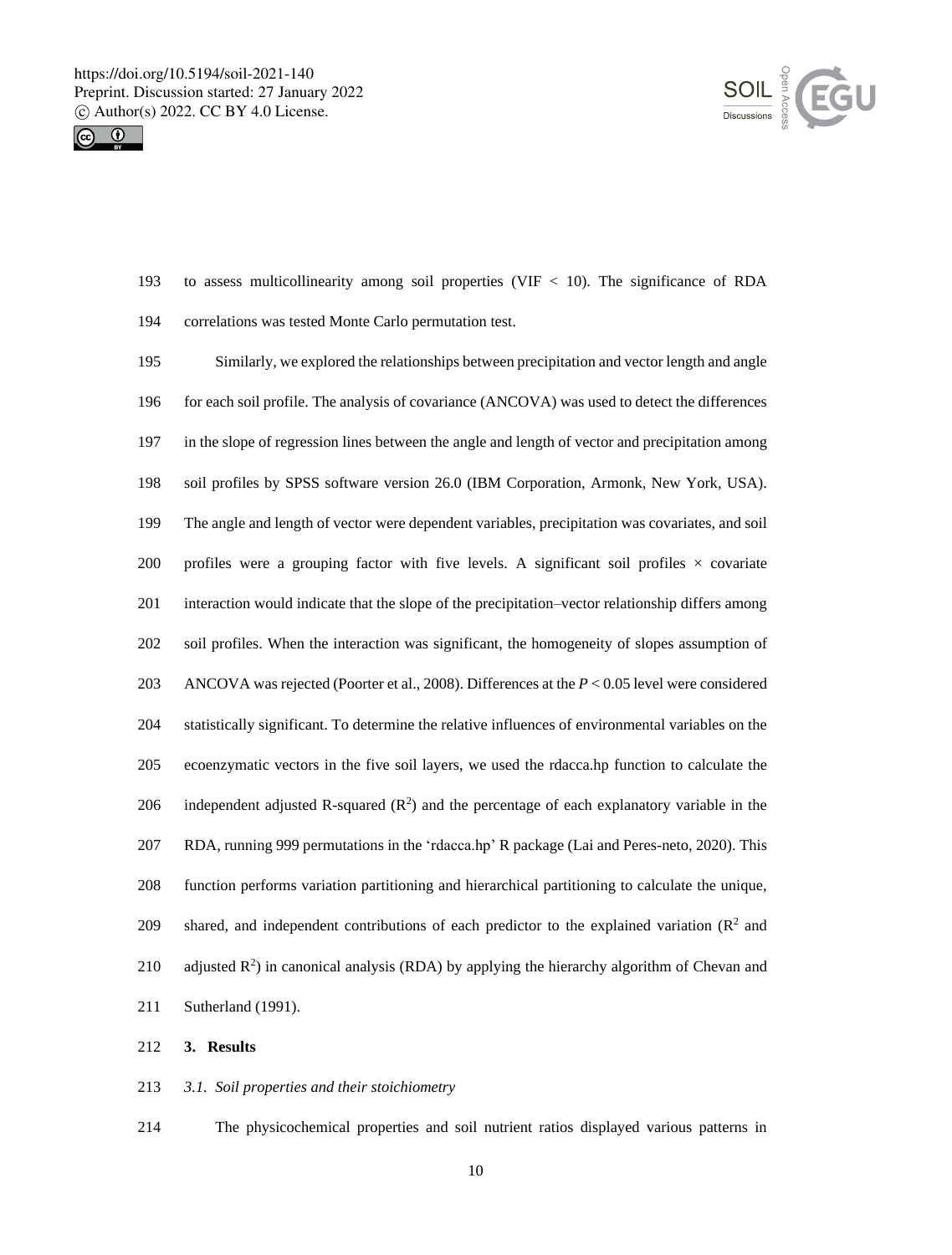to assess multicollinearity among soil properties (VIF < 10). The significance of RDA correlations was tested Monte Carlo permutation test.

Similarly, we explored the relationships between precipitation and vector length and angle for each soil profile. The analysis of covariance (ANCOVA) was used to detect the differences in the slope of regression lines between the angle and length of vector and precipitation among soil profiles by SPSS software version 26.0 (IBM Corporation, Armonk, New York, USA). The angle and length of vector were dependent variables, precipitation was covariates, and soil profiles were a grouping factor with five levels. A significant soil profiles × covariate interaction would indicate that the slope of the precipitation–vector relationship differs among soil profiles. When the interaction was significant, the homogeneity of slopes assumption of ANCOVA was rejected (Poorter et al., 2008). Differences at the $P < 0.05$ level were considered statistically significant. To determine the relative influences of environmental variables on the ecoenzymatic vectors in the five soil layers, we used the rdacca.hp function to calculate the independent adjusted R-squared ($R^2$) and the percentage of each explanatory variable in the RDA, running 999 permutations in the 'rdacca.hp' R package (Lai and Peres-neto, 2020). This function performs variation partitioning and hierarchical partitioning to calculate the unique, shared, and independent contributions of each predictor to the explained variation ($R^2$ and adjusted $R^2$) in canonical analysis (RDA) by applying the hierarchy algorithm of Chevan and Sutherland (1991).

## 3. Results

### *3.1. Soil properties and their stoichiometry*

The physicochemical properties and soil nutrient ratios displayed various patterns in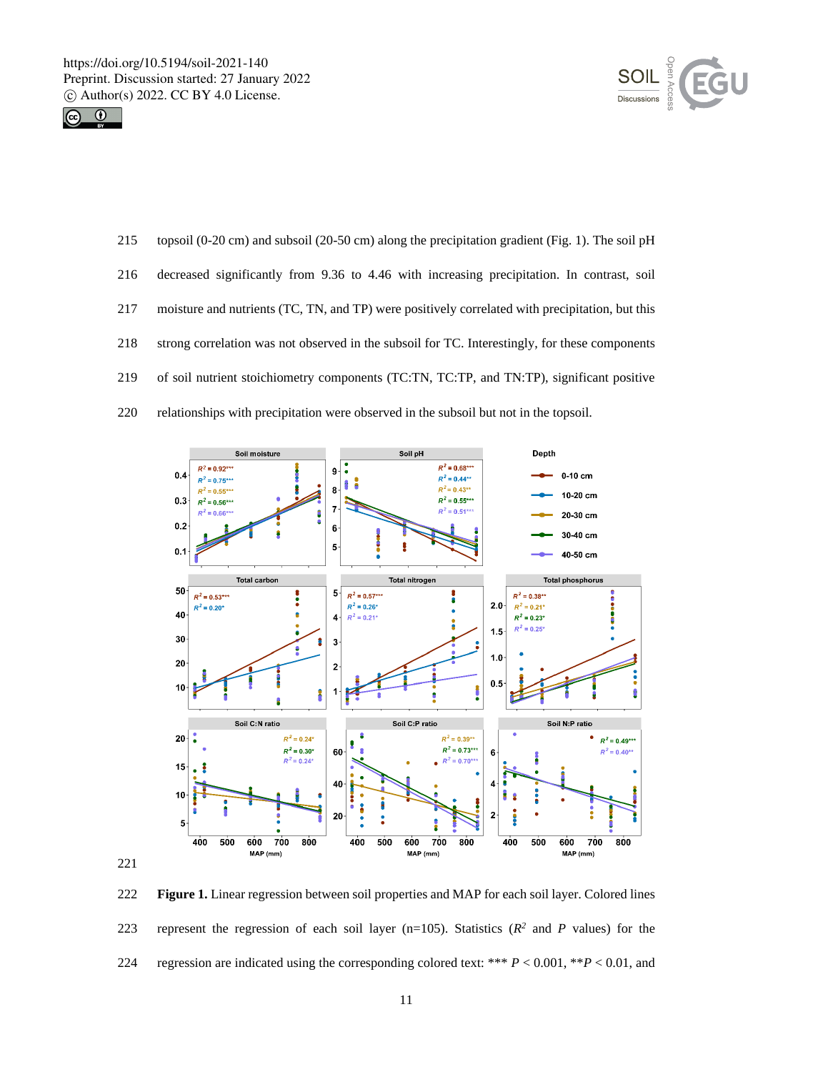topsoil (0-20 cm) and subsoil (20-50 cm) along the precipitation gradient (Fig. 1). The soil pH decreased significantly from 9.36 to 4.46 with increasing precipitation. In contrast, soil moisture and nutrients (TC, TN, and TP) were positively correlated with precipitation, but this strong correlation was not observed in the subsoil for TC. Interestingly, for these components of soil nutrient stoichiometry components (TC:TN, TC:TP, and TN:TP), significant positive relationships with precipitation were observed in the subsoil but not in the topsoil.

**Figure 1.** Linear regression between soil properties and MAP for each soil layer. Colored lines represent the regression of each soil layer (n=105). Statistics ($R^2$ and $P$ values) for the regression are indicated using the corresponding colored text: *** $P < 0.001$, **$P < 0.01$, and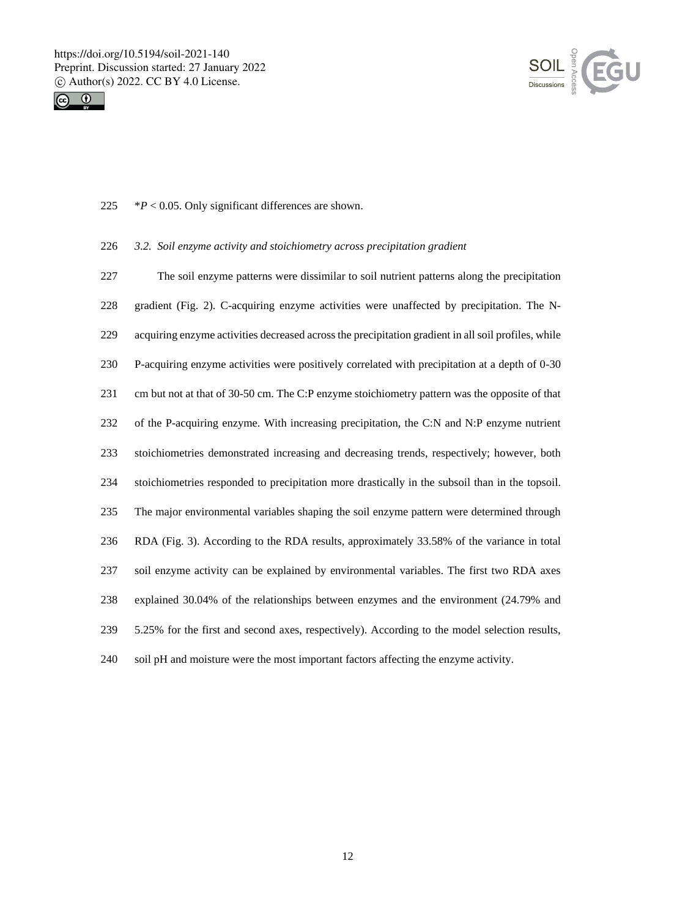*$P < 0.05$. Only significant differences are shown.

### *3.2. Soil enzyme activity and stoichiometry across precipitation gradient*

The soil enzyme patterns were dissimilar to soil nutrient patterns along the precipitation gradient (Fig. 2). C-acquiring enzyme activities were unaffected by precipitation. The N-acquiring enzyme activities decreased across the precipitation gradient in all soil profiles, while P-acquiring enzyme activities were positively correlated with precipitation at a depth of 0-30 cm but not at that of 30-50 cm. The C:P enzyme stoichiometry pattern was the opposite of that of the P-acquiring enzyme. With increasing precipitation, the C:N and N:P enzyme nutrient stoichiometries demonstrated increasing and decreasing trends, respectively; however, both stoichiometries responded to precipitation more drastically in the subsoil than in the topsoil. The major environmental variables shaping the soil enzyme pattern were determined through RDA (Fig. 3). According to the RDA results, approximately 33.58% of the variance in total soil enzyme activity can be explained by environmental variables. The first two RDA axes explained 30.04% of the relationships between enzymes and the environment (24.79% and 5.25% for the first and second axes, respectively). According to the model selection results, soil pH and moisture were the most important factors affecting the enzyme activity.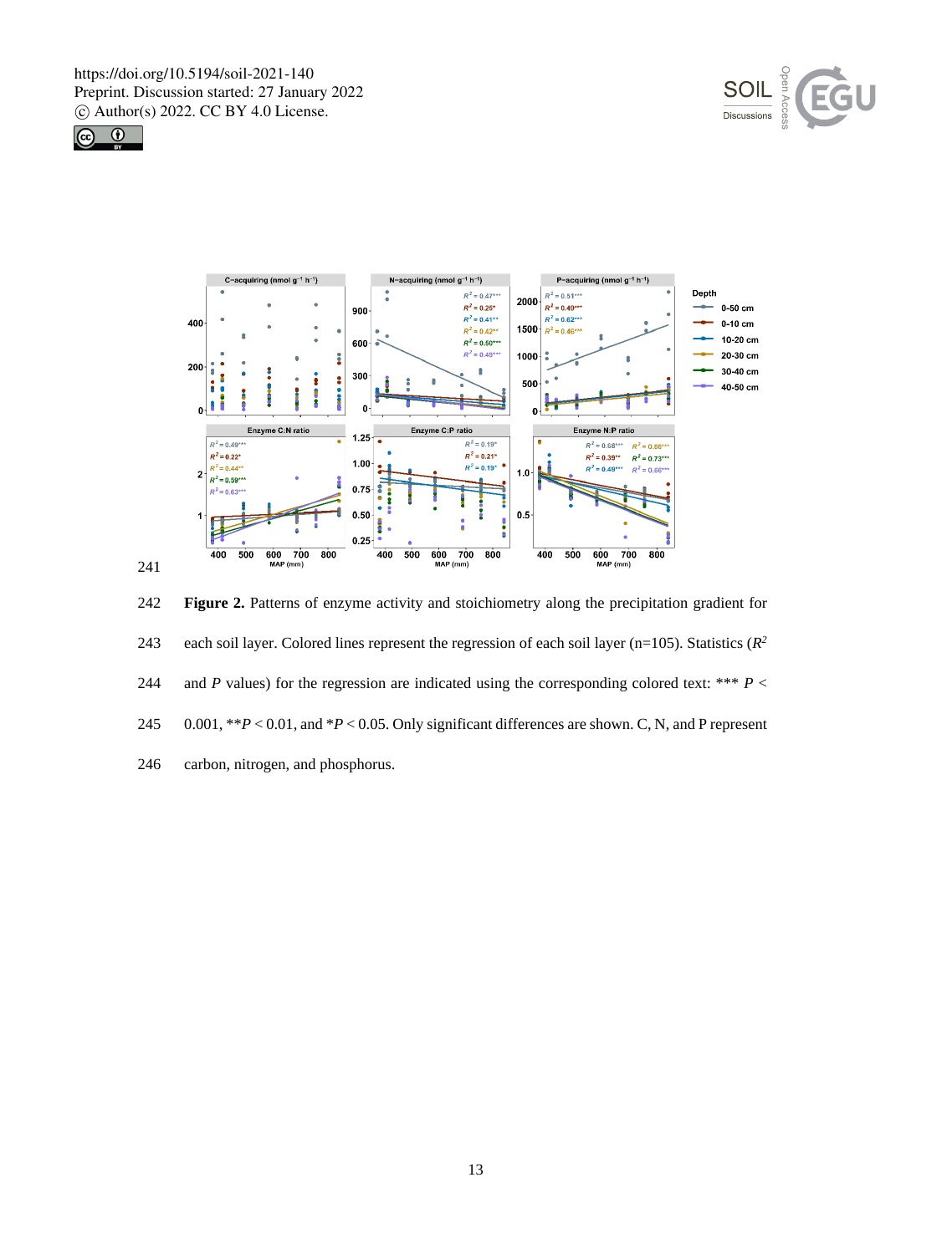**Figure 2.** Patterns of enzyme activity and stoichiometry along the precipitation gradient for each soil layer. Colored lines represent the regression of each soil layer (n=105). Statistics ($R^2$ and $P$ values) for the regression are indicated using the corresponding colored text: *** $P < 0.001$, ** $P < 0.01$, and * $P < 0.05$. Only significant differences are shown. C, N, and P represent carbon, nitrogen, and phosphorus.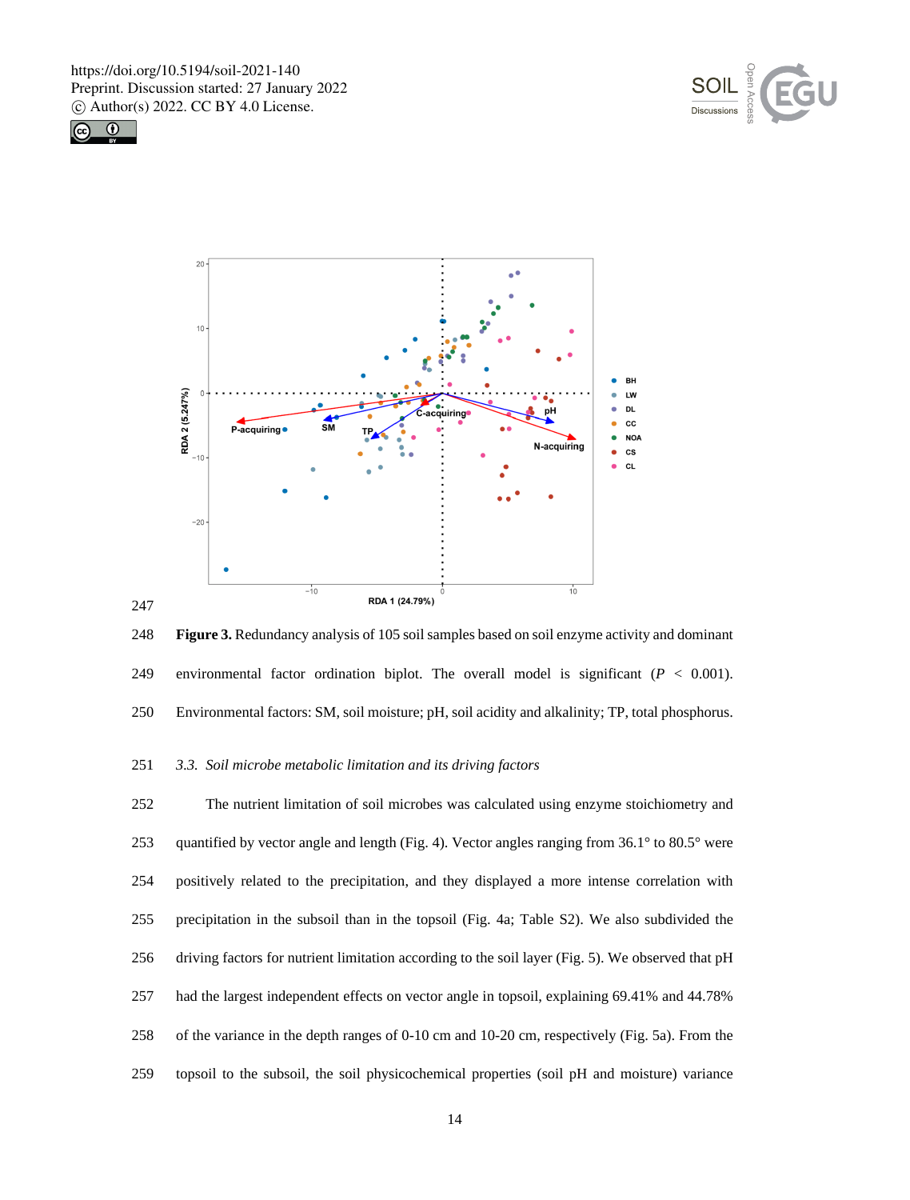**Figure 3.** Redundancy analysis of 105 soil samples based on soil enzyme activity and dominant environmental factor ordination biplot. The overall model is significant ($P$ < 0.001). Environmental factors: SM, soil moisture; pH, soil acidity and alkalinity; TP, total phosphorus.

### *3.3. Soil microbe metabolic limitation and its driving factors*

The nutrient limitation of soil microbes was calculated using enzyme stoichiometry and quantified by vector angle and length (Fig. 4). Vector angles ranging from 36.1° to 80.5° were positively related to the precipitation, and they displayed a more intense correlation with precipitation in the subsoil than in the topsoil (Fig. 4a; Table S2). We also subdivided the driving factors for nutrient limitation according to the soil layer (Fig. 5). We observed that pH had the largest independent effects on vector angle in topsoil, explaining 69.41% and 44.78% of the variance in the depth ranges of 0-10 cm and 10-20 cm, respectively (Fig. 5a). From the topsoil to the subsoil, the soil physicochemical properties (soil pH and moisture) variance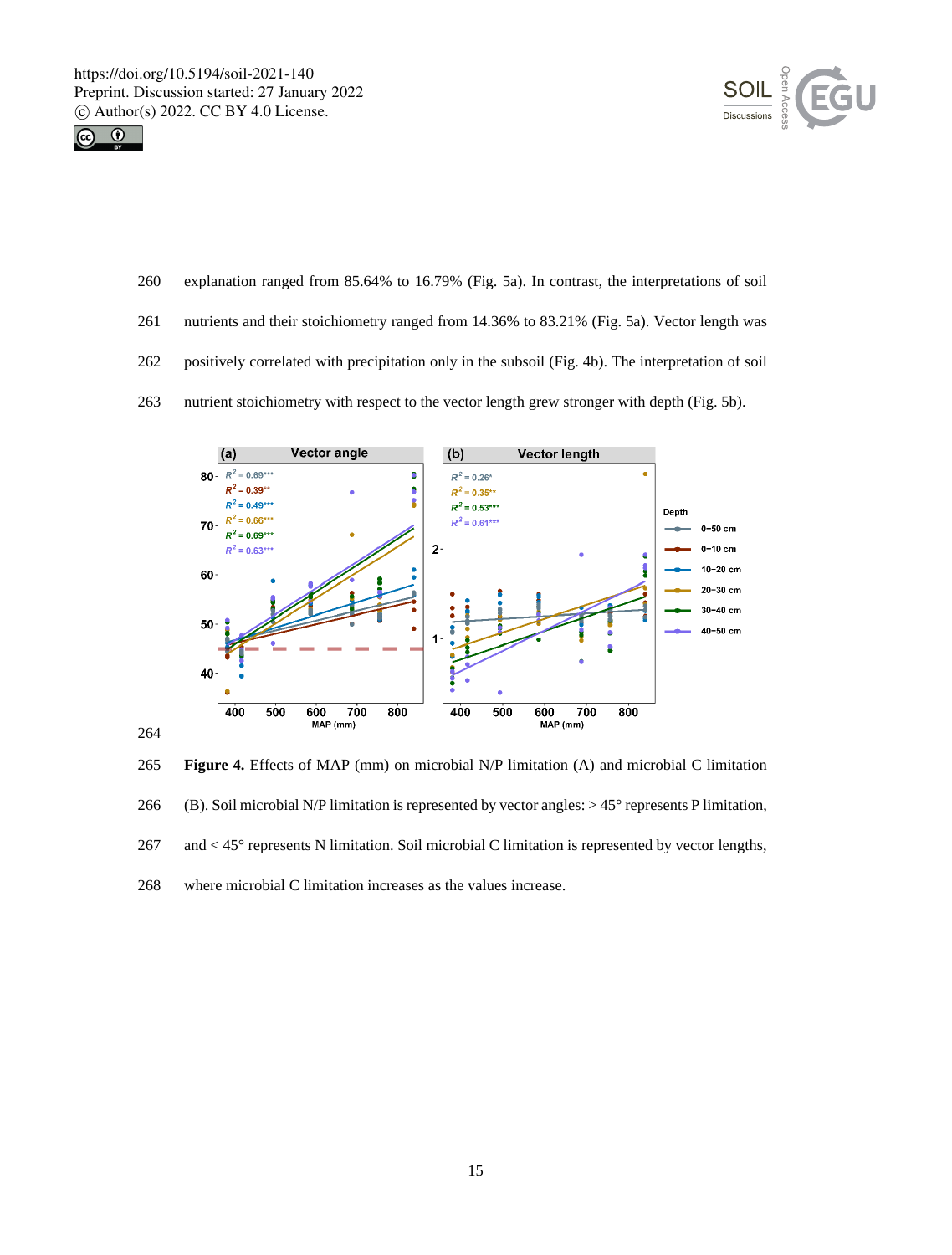explanation ranged from 85.64% to 16.79% (Fig. 5a). In contrast, the interpretations of soil nutrients and their stoichiometry ranged from 14.36% to 83.21% (Fig. 5a). Vector length was positively correlated with precipitation only in the subsoil (Fig. 4b). The interpretation of soil nutrient stoichiometry with respect to the vector length grew stronger with depth (Fig. 5b).

**Figure 4.** Effects of MAP (mm) on microbial N/P limitation (A) and microbial C limitation (B). Soil microbial N/P limitation is represented by vector angles: > 45° represents P limitation, and < 45° represents N limitation. Soil microbial C limitation is represented by vector lengths, where microbial C limitation increases as the values increase.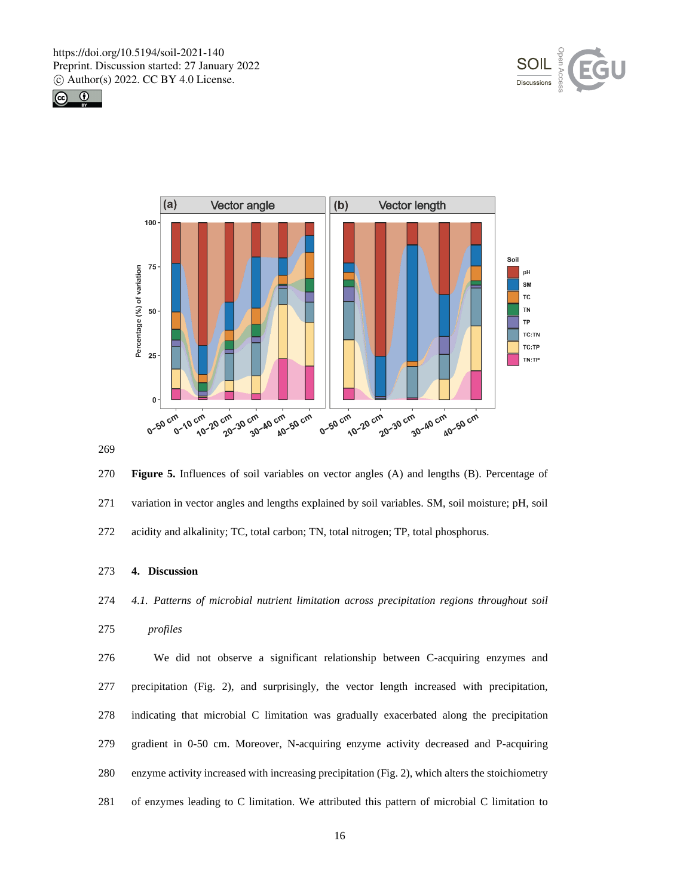Figure 5. Influences of soil variables on vector angles (A) and lengths (B). Percentage of variation in vector angles and lengths explained by soil variables. SM, soil moisture; pH, soil acidity and alkalinity; TC, total carbon; TN, total nitrogen; TP, total phosphorus.

## 4. Discussion

### *4.1. Patterns of microbial nutrient limitation across precipitation regions throughout soil profiles*

We did not observe a significant relationship between C-acquiring enzymes and precipitation (Fig. 2), and surprisingly, the vector length increased with precipitation, indicating that microbial C limitation was gradually exacerbated along the precipitation gradient in 0-50 cm. Moreover, N-acquiring enzyme activity decreased and P-acquiring enzyme activity increased with increasing precipitation (Fig. 2), which alters the stoichiometry of enzymes leading to C limitation. We attributed this pattern of microbial C limitation to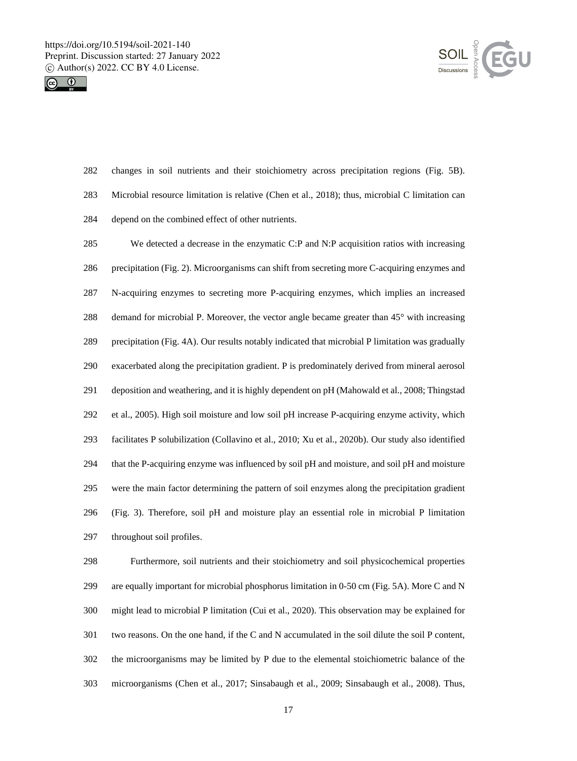changes in soil nutrients and their stoichiometry across precipitation regions (Fig. 5B). Microbial resource limitation is relative (Chen et al., 2018); thus, microbial C limitation can depend on the combined effect of other nutrients.

We detected a decrease in the enzymatic C:P and N:P acquisition ratios with increasing precipitation (Fig. 2). Microorganisms can shift from secreting more C-acquiring enzymes and N-acquiring enzymes to secreting more P-acquiring enzymes, which implies an increased demand for microbial P. Moreover, the vector angle became greater than 45° with increasing precipitation (Fig. 4A). Our results notably indicated that microbial P limitation was gradually exacerbated along the precipitation gradient. P is predominately derived from mineral aerosol deposition and weathering, and it is highly dependent on pH (Mahowald et al., 2008; Thingstad et al., 2005). High soil moisture and low soil pH increase P-acquiring enzyme activity, which facilitates P solubilization (Collavino et al., 2010; Xu et al., 2020b). Our study also identified that the P-acquiring enzyme was influenced by soil pH and moisture, and soil pH and moisture were the main factor determining the pattern of soil enzymes along the precipitation gradient (Fig. 3). Therefore, soil pH and moisture play an essential role in microbial P limitation throughout soil profiles.

Furthermore, soil nutrients and their stoichiometry and soil physicochemical properties are equally important for microbial phosphorus limitation in 0-50 cm (Fig. 5A). More C and N might lead to microbial P limitation (Cui et al., 2020). This observation may be explained for two reasons. On the one hand, if the C and N accumulated in the soil dilute the soil P content, the microorganisms may be limited by P due to the elemental stoichiometric balance of the microorganisms (Chen et al., 2017; Sinsabaugh et al., 2009; Sinsabaugh et al., 2008). Thus,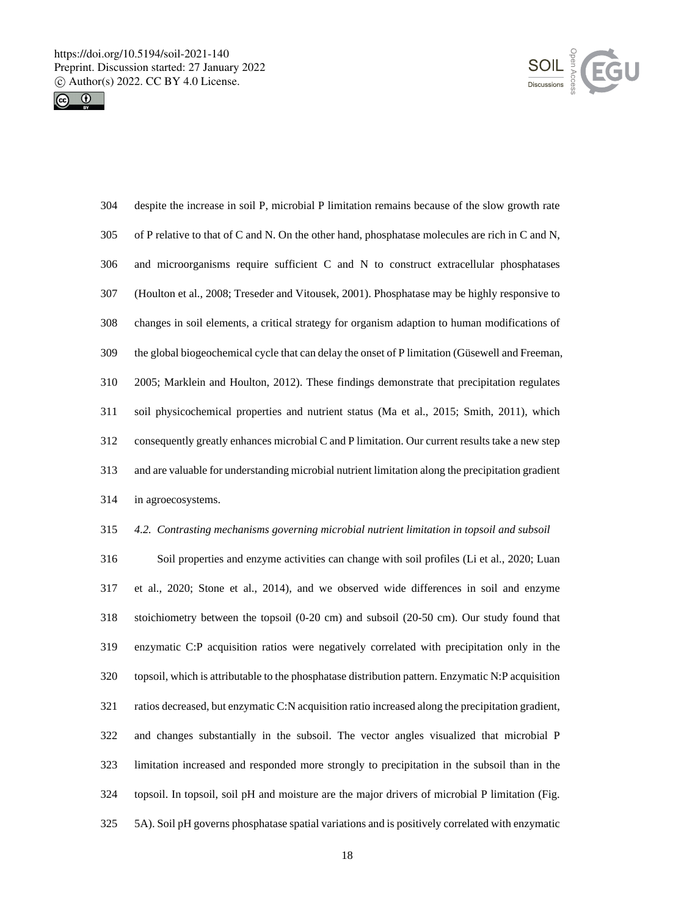despite the increase in soil P, microbial P limitation remains because of the slow growth rate of P relative to that of C and N. On the other hand, phosphatase molecules are rich in C and N, and microorganisms require sufficient C and N to construct extracellular phosphatases (Houlton et al., 2008; Treseder and Vitousek, 2001). Phosphatase may be highly responsive to changes in soil elements, a critical strategy for organism adaption to human modifications of the global biogeochemical cycle that can delay the onset of P limitation (Güsewell and Freeman, 2005; Marklein and Houlton, 2012). These findings demonstrate that precipitation regulates soil physicochemical properties and nutrient status (Ma et al., 2015; Smith, 2011), which consequently greatly enhances microbial C and P limitation. Our current results take a new step and are valuable for understanding microbial nutrient limitation along the precipitation gradient in agroecosystems.

### *4.2. Contrasting mechanisms governing microbial nutrient limitation in topsoil and subsoil*

Soil properties and enzyme activities can change with soil profiles (Li et al., 2020; Luan et al., 2020; Stone et al., 2014), and we observed wide differences in soil and enzyme stoichiometry between the topsoil (0-20 cm) and subsoil (20-50 cm). Our study found that enzymatic C:P acquisition ratios were negatively correlated with precipitation only in the topsoil, which is attributable to the phosphatase distribution pattern. Enzymatic N:P acquisition ratios decreased, but enzymatic C:N acquisition ratio increased along the precipitation gradient, and changes substantially in the subsoil. The vector angles visualized that microbial P limitation increased and responded more strongly to precipitation in the subsoil than in the topsoil. In topsoil, soil pH and moisture are the major drivers of microbial P limitation (Fig. 5A). Soil pH governs phosphatase spatial variations and is positively correlated with enzymatic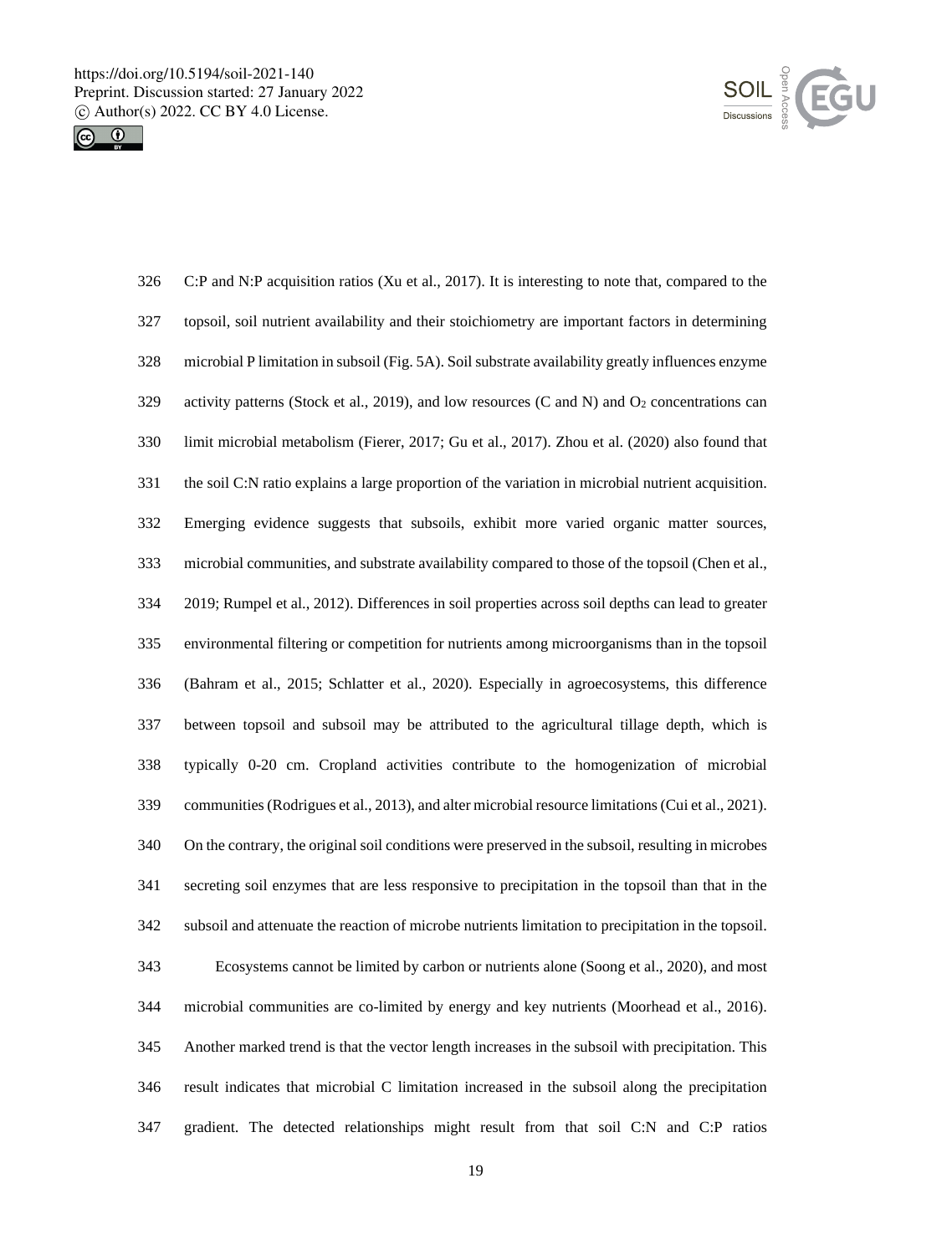C:P and N:P acquisition ratios (Xu et al., 2017). It is interesting to note that, compared to the topsoil, soil nutrient availability and their stoichiometry are important factors in determining microbial P limitation in subsoil (Fig. 5A). Soil substrate availability greatly influences enzyme activity patterns (Stock et al., 2019), and low resources (C and N) and $O_2$ concentrations can limit microbial metabolism (Fierer, 2017; Gu et al., 2017). Zhou et al. (2020) also found that the soil C:N ratio explains a large proportion of the variation in microbial nutrient acquisition. Emerging evidence suggests that subsoils, exhibit more varied organic matter sources, microbial communities, and substrate availability compared to those of the topsoil (Chen et al., 2019; Rumpel et al., 2012). Differences in soil properties across soil depths can lead to greater environmental filtering or competition for nutrients among microorganisms than in the topsoil (Bahram et al., 2015; Schlatter et al., 2020). Especially in agroecosystems, this difference between topsoil and subsoil may be attributed to the agricultural tillage depth, which is typically 0-20 cm. Cropland activities contribute to the homogenization of microbial communities (Rodrigues et al., 2013), and alter microbial resource limitations (Cui et al., 2021). On the contrary, the original soil conditions were preserved in the subsoil, resulting in microbes secreting soil enzymes that are less responsive to precipitation in the topsoil than that in the subsoil and attenuate the reaction of microbe nutrients limitation to precipitation in the topsoil.

Ecosystems cannot be limited by carbon or nutrients alone (Soong et al., 2020), and most microbial communities are co-limited by energy and key nutrients (Moorhead et al., 2016). Another marked trend is that the vector length increases in the subsoil with precipitation. This result indicates that microbial C limitation increased in the subsoil along the precipitation gradient. The detected relationships might result from that soil C:N and C:P ratios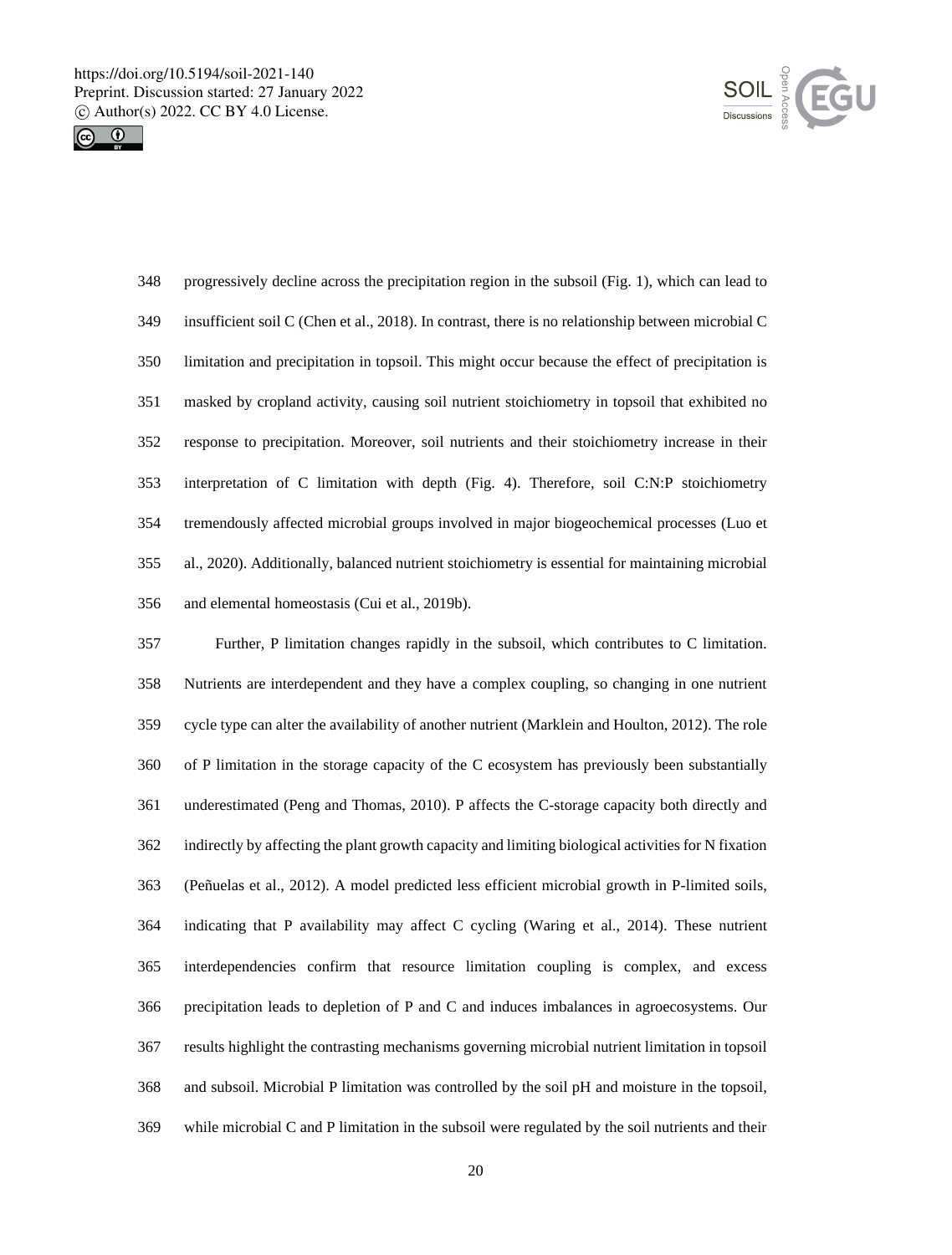progressively decline across the precipitation region in the subsoil (Fig. 1), which can lead to insufficient soil C (Chen et al., 2018). In contrast, there is no relationship between microbial C limitation and precipitation in topsoil. This might occur because the effect of precipitation is masked by cropland activity, causing soil nutrient stoichiometry in topsoil that exhibited no response to precipitation. Moreover, soil nutrients and their stoichiometry increase in their interpretation of C limitation with depth (Fig. 4). Therefore, soil C:N:P stoichiometry tremendously affected microbial groups involved in major biogeochemical processes (Luo et al., 2020). Additionally, balanced nutrient stoichiometry is essential for maintaining microbial and elemental homeostasis (Cui et al., 2019b).

Further, P limitation changes rapidly in the subsoil, which contributes to C limitation. Nutrients are interdependent and they have a complex coupling, so changing in one nutrient cycle type can alter the availability of another nutrient (Marklein and Houlton, 2012). The role of P limitation in the storage capacity of the C ecosystem has previously been substantially underestimated (Peng and Thomas, 2010). P affects the C-storage capacity both directly and indirectly by affecting the plant growth capacity and limiting biological activities for N fixation (Peñuelas et al., 2012). A model predicted less efficient microbial growth in P-limited soils, indicating that P availability may affect C cycling (Waring et al., 2014). These nutrient interdependencies confirm that resource limitation coupling is complex, and excess precipitation leads to depletion of P and C and induces imbalances in agroecosystems. Our results highlight the contrasting mechanisms governing microbial nutrient limitation in topsoil and subsoil. Microbial P limitation was controlled by the soil pH and moisture in the topsoil, while microbial C and P limitation in the subsoil were regulated by the soil nutrients and their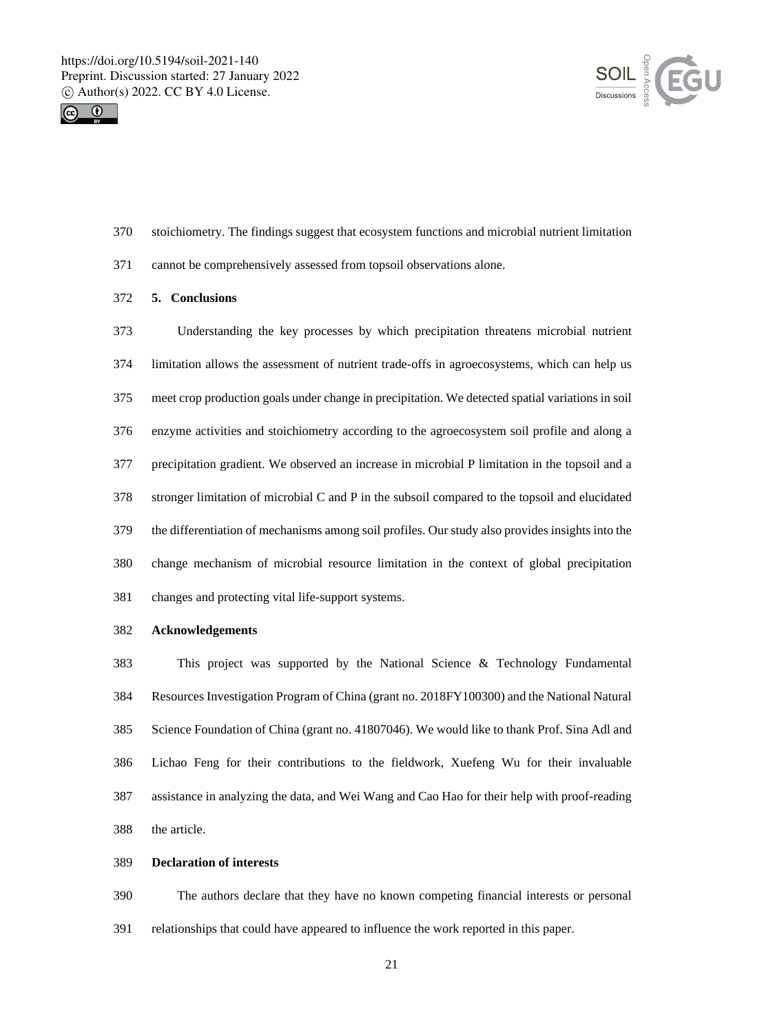stoichiometry. The findings suggest that ecosystem functions and microbial nutrient limitation cannot be comprehensively assessed from topsoil observations alone.

## 5. Conclusions

Understanding the key processes by which precipitation threatens microbial nutrient limitation allows the assessment of nutrient trade-offs in agroecosystems, which can help us meet crop production goals under change in precipitation. We detected spatial variations in soil enzyme activities and stoichiometry according to the agroecosystem soil profile and along a precipitation gradient. We observed an increase in microbial P limitation in the topsoil and a stronger limitation of microbial C and P in the subsoil compared to the topsoil and elucidated the differentiation of mechanisms among soil profiles. Our study also provides insights into the change mechanism of microbial resource limitation in the context of global precipitation changes and protecting vital life-support systems.

## Acknowledgements

This project was supported by the National Science & Technology Fundamental Resources Investigation Program of China (grant no. 2018FY100300) and the National Natural Science Foundation of China (grant no. 41807046). We would like to thank Prof. Sina Adl and Lichao Feng for their contributions to the fieldwork, Xuefeng Wu for their invaluable assistance in analyzing the data, and Wei Wang and Cao Hao for their help with proof-reading the article.

## Declaration of interests

The authors declare that they have no known competing financial interests or personal relationships that could have appeared to influence the work reported in this paper.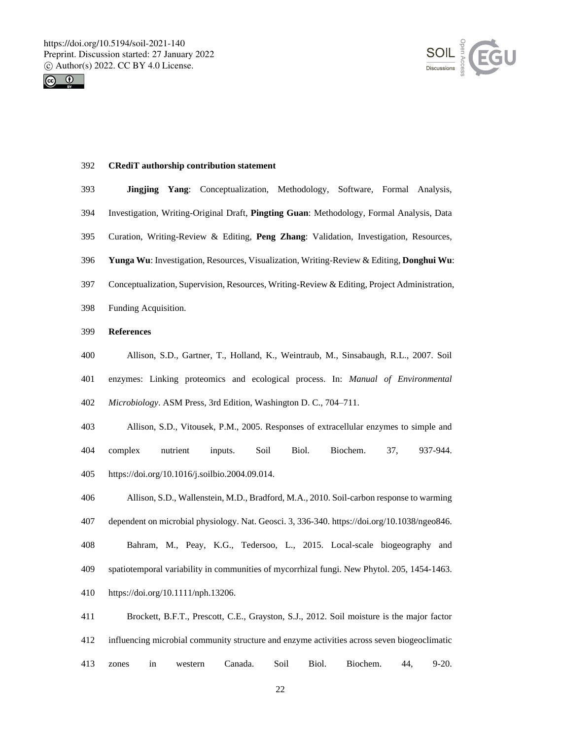**CRediT authorship contribution statement**

**Jingjing Yang**: Conceptualization, Methodology, Software, Formal Analysis, Investigation, Writing-Original Draft, **Pingting Guan**: Methodology, Formal Analysis, Data Curation, Writing-Review & Editing, **Peng Zhang**: Validation, Investigation, Resources, **Yunga Wu**: Investigation, Resources, Visualization, Writing-Review & Editing, **Donghui Wu**: Conceptualization, Supervision, Resources, Writing-Review & Editing, Project Administration, Funding Acquisition.

**References**

Allison, S.D., Gartner, T., Holland, K., Weintraub, M., Sinsabaugh, R.L., 2007. Soil enzymes: Linking proteomics and ecological process. In: *Manual of Environmental Microbiology*. ASM Press, 3rd Edition, Washington D. C., 704–711.

Allison, S.D., Vitousek, P.M., 2005. Responses of extracellular enzymes to simple and complex nutrient inputs. Soil Biol. Biochem. 37, 937-944. https://doi.org/10.1016/j.soilbio.2004.09.014.

Allison, S.D., Wallenstein, M.D., Bradford, M.A., 2010. Soil-carbon response to warming dependent on microbial physiology. Nat. Geosci. 3, 336-340. https://doi.org/10.1038/ngeo846.

Bahram, M., Peay, K.G., Tedersoo, L., 2015. Local-scale biogeography and spatiotemporal variability in communities of mycorrhizal fungi. New Phytol. 205, 1454-1463. https://doi.org/10.1111/nph.13206.

Brockett, B.F.T., Prescott, C.E., Grayston, S.J., 2012. Soil moisture is the major factor influencing microbial community structure and enzyme activities across seven biogeoclimatic zones in western Canada. Soil Biol. Biochem. 44, 9-20.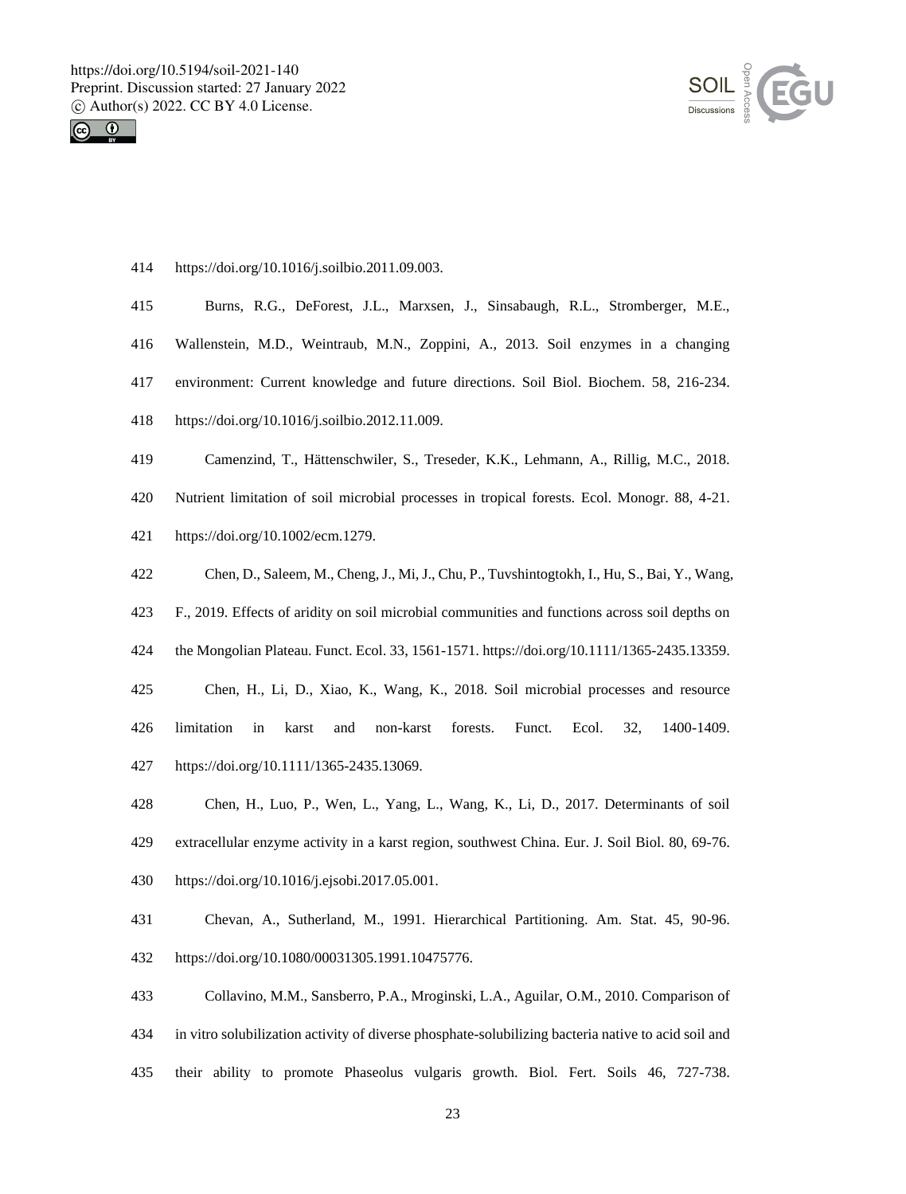https://doi.org/10.1016/j.soilbio.2011.09.003.

Burns, R.G., DeForest, J.L., Marxsen, J., Sinsabaugh, R.L., Stromberger, M.E., Wallenstein, M.D., Weintraub, M.N., Zoppini, A., 2013. Soil enzymes in a changing environment: Current knowledge and future directions. Soil Biol. Biochem. 58, 216-234. https://doi.org/10.1016/j.soilbio.2012.11.009.

Camenzind, T., Hättenschwiler, S., Treseder, K.K., Lehmann, A., Rillig, M.C., 2018. Nutrient limitation of soil microbial processes in tropical forests. Ecol. Monogr. 88, 4-21. https://doi.org/10.1002/ecm.1279.

Chen, D., Saleem, M., Cheng, J., Mi, J., Chu, P., Tuvshintogtokh, I., Hu, S., Bai, Y., Wang, F., 2019. Effects of aridity on soil microbial communities and functions across soil depths on the Mongolian Plateau. Funct. Ecol. 33, 1561-1571. https://doi.org/10.1111/1365-2435.13359.

Chen, H., Li, D., Xiao, K., Wang, K., 2018. Soil microbial processes and resource limitation in karst and non-karst forests. Funct. Ecol. 32, 1400-1409. https://doi.org/10.1111/1365-2435.13069.

Chen, H., Luo, P., Wen, L., Yang, L., Wang, K., Li, D., 2017. Determinants of soil extracellular enzyme activity in a karst region, southwest China. Eur. J. Soil Biol. 80, 69-76. https://doi.org/10.1016/j.ejsobi.2017.05.001.

Chevan, A., Sutherland, M., 1991. Hierarchical Partitioning. Am. Stat. 45, 90-96. https://doi.org/10.1080/00031305.1991.10475776.

Collavino, M.M., Sansberro, P.A., Mroginski, L.A., Aguilar, O.M., 2010. Comparison of in vitro solubilization activity of diverse phosphate-solubilizing bacteria native to acid soil and their ability to promote Phaseolus vulgaris growth. Biol. Fert. Soils 46, 727-738.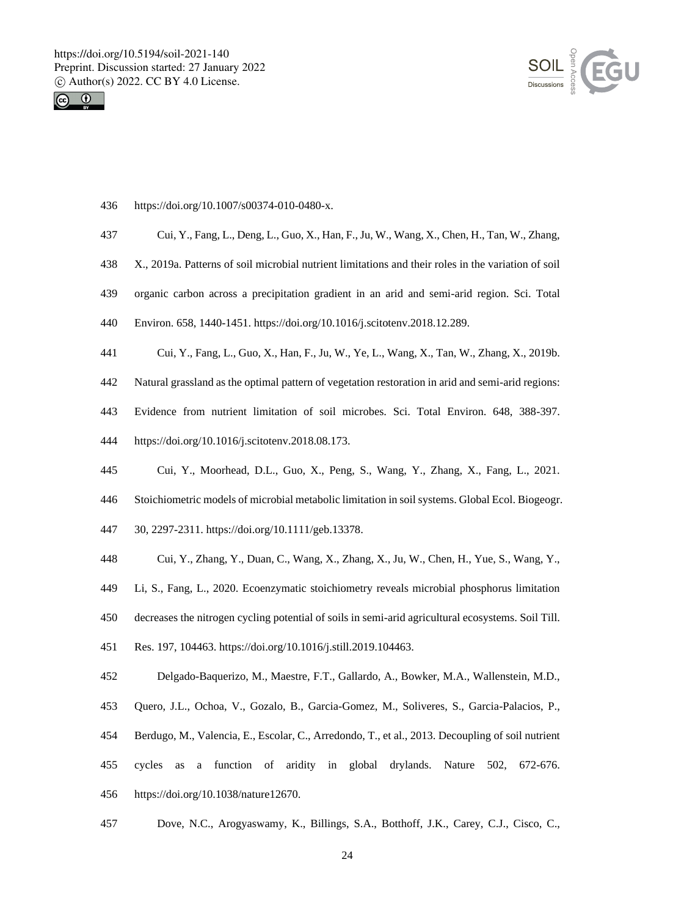https://doi.org/10.1007/s00374-010-0480-x.

Cui, Y., Fang, L., Deng, L., Guo, X., Han, F., Ju, W., Wang, X., Chen, H., Tan, W., Zhang, X., 2019a. Patterns of soil microbial nutrient limitations and their roles in the variation of soil organic carbon across a precipitation gradient in an arid and semi-arid region. Sci. Total Environ. 658, 1440-1451. https://doi.org/10.1016/j.scitotenv.2018.12.289.

Cui, Y., Fang, L., Guo, X., Han, F., Ju, W., Ye, L., Wang, X., Tan, W., Zhang, X., 2019b. Natural grassland as the optimal pattern of vegetation restoration in arid and semi-arid regions: Evidence from nutrient limitation of soil microbes. Sci. Total Environ. 648, 388-397. https://doi.org/10.1016/j.scitotenv.2018.08.173.

Cui, Y., Moorhead, D.L., Guo, X., Peng, S., Wang, Y., Zhang, X., Fang, L., 2021. Stoichiometric models of microbial metabolic limitation in soil systems. Global Ecol. Biogeogr. 30, 2297-2311. https://doi.org/10.1111/geb.13378.

Cui, Y., Zhang, Y., Duan, C., Wang, X., Zhang, X., Ju, W., Chen, H., Yue, S., Wang, Y., Li, S., Fang, L., 2020. Ecoenzymatic stoichiometry reveals microbial phosphorus limitation decreases the nitrogen cycling potential of soils in semi-arid agricultural ecosystems. Soil Till. Res. 197, 104463. https://doi.org/10.1016/j.still.2019.104463.

Delgado-Baquerizo, M., Maestre, F.T., Gallardo, A., Bowker, M.A., Wallenstein, M.D., Quero, J.L., Ochoa, V., Gozalo, B., Garcia-Gomez, M., Soliveres, S., Garcia-Palacios, P., Berdugo, M., Valencia, E., Escolar, C., Arredondo, T., et al., 2013. Decoupling of soil nutrient cycles as a function of aridity in global drylands. Nature 502, 672-676. https://doi.org/10.1038/nature12670.

Dove, N.C., Arogyaswamy, K., Billings, S.A., Botthoff, J.K., Carey, C.J., Cisco, C.,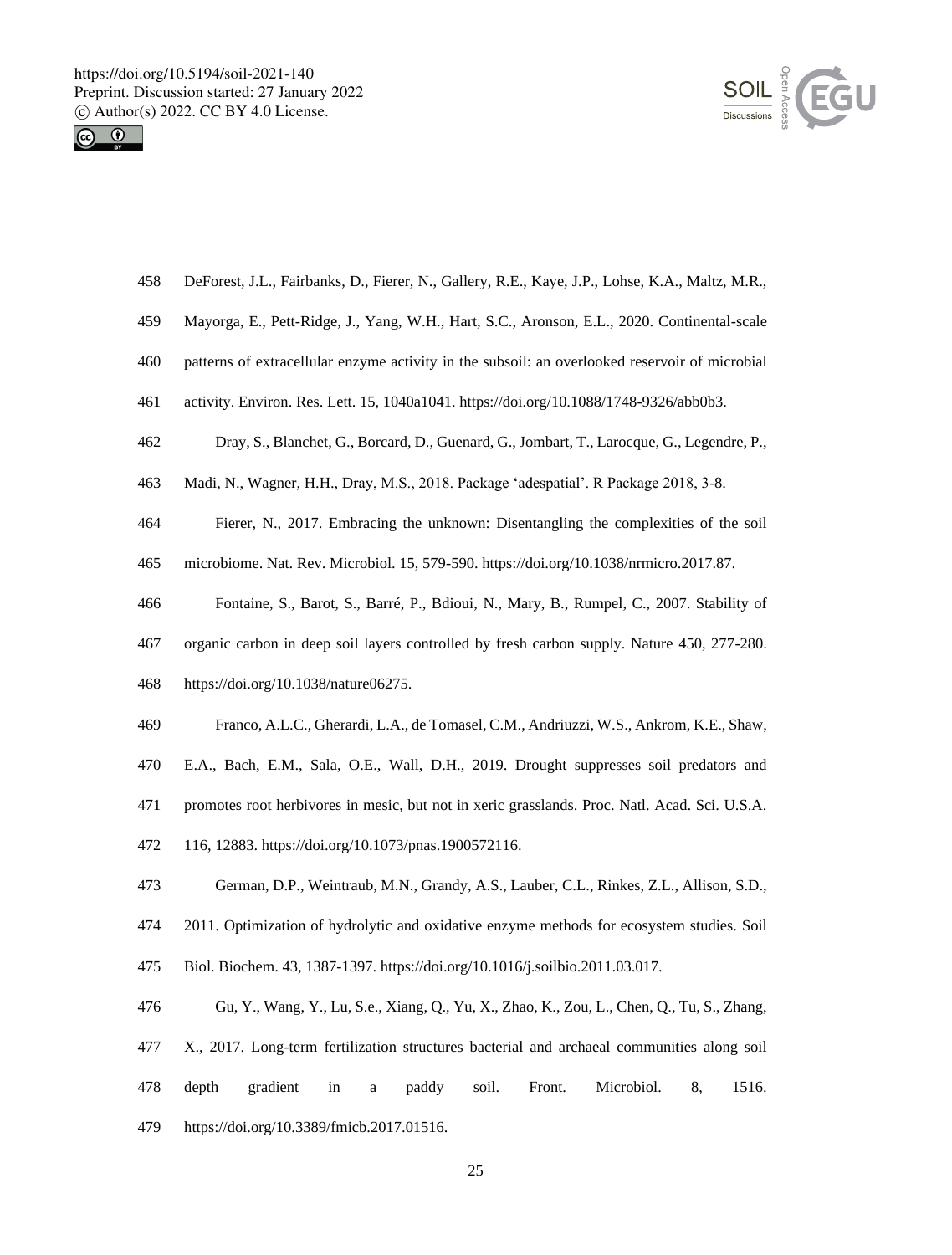DeForest, J.L., Fairbanks, D., Fierer, N., Gallery, R.E., Kaye, J.P., Lohse, K.A., Maltz, M.R., Mayorga, E., Pett-Ridge, J., Yang, W.H., Hart, S.C., Aronson, E.L., 2020. Continental-scale patterns of extracellular enzyme activity in the subsoil: an overlooked reservoir of microbial activity. Environ. Res. Lett. 15, 1040a1041. https://doi.org/10.1088/1748-9326/abb0b3.

Dray, S., Blanchet, G., Borcard, D., Guenard, G., Jombart, T., Larocque, G., Legendre, P., Madi, N., Wagner, H.H., Dray, M.S., 2018. Package 'adespatial'. R Package 2018, 3-8.

Fierer, N., 2017. Embracing the unknown: Disentangling the complexities of the soil microbiome. Nat. Rev. Microbiol. 15, 579-590. https://doi.org/10.1038/nrmicro.2017.87.

Fontaine, S., Barot, S., Barré, P., Bdioui, N., Mary, B., Rumpel, C., 2007. Stability of organic carbon in deep soil layers controlled by fresh carbon supply. Nature 450, 277-280. https://doi.org/10.1038/nature06275.

Franco, A.L.C., Gherardi, L.A., de Tomasel, C.M., Andriuzzi, W.S., Ankrom, K.E., Shaw, E.A., Bach, E.M., Sala, O.E., Wall, D.H., 2019. Drought suppresses soil predators and promotes root herbivores in mesic, but not in xeric grasslands. Proc. Natl. Acad. Sci. U.S.A. 116, 12883. https://doi.org/10.1073/pnas.1900572116.

German, D.P., Weintraub, M.N., Grandy, A.S., Lauber, C.L., Rinkes, Z.L., Allison, S.D., 2011. Optimization of hydrolytic and oxidative enzyme methods for ecosystem studies. Soil Biol. Biochem. 43, 1387-1397. https://doi.org/10.1016/j.soilbio.2011.03.017.

Gu, Y., Wang, Y., Lu, S.e., Xiang, Q., Yu, X., Zhao, K., Zou, L., Chen, Q., Tu, S., Zhang, X., 2017. Long-term fertilization structures bacterial and archaeal communities along soil depth gradient in a paddy soil. Front. Microbiol. 8, 1516. https://doi.org/10.3389/fmicb.2017.01516.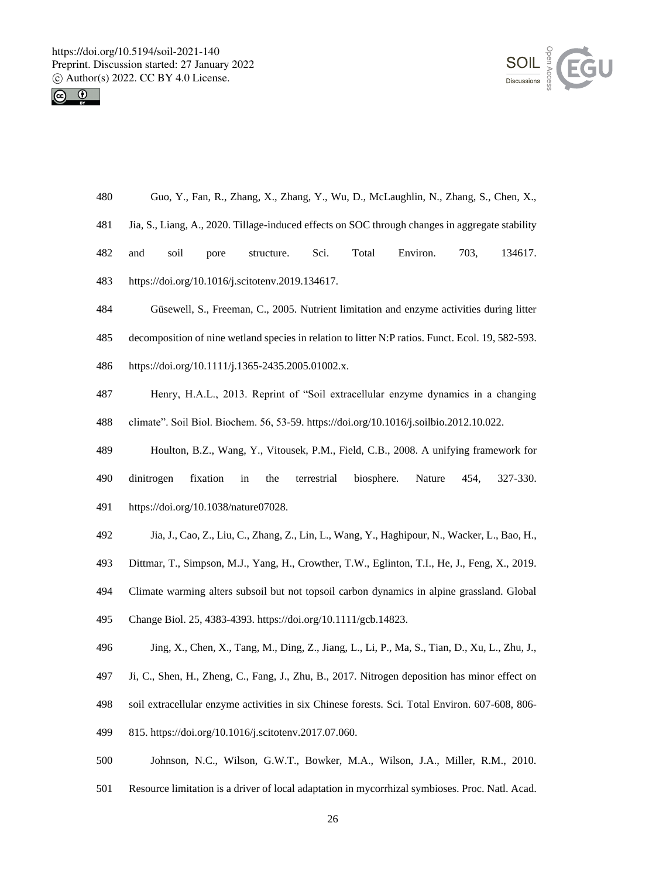Guo, Y., Fan, R., Zhang, X., Zhang, Y., Wu, D., McLaughlin, N., Zhang, S., Chen, X., Jia, S., Liang, A., 2020. Tillage-induced effects on SOC through changes in aggregate stability and soil pore structure. Sci. Total Environ. 703, 134617. https://doi.org/10.1016/j.scitotenv.2019.134617.

Güsewell, S., Freeman, C., 2005. Nutrient limitation and enzyme activities during litter decomposition of nine wetland species in relation to litter N:P ratios. Funct. Ecol. 19, 582-593. https://doi.org/10.1111/j.1365-2435.2005.01002.x.

Henry, H.A.L., 2013. Reprint of "Soil extracellular enzyme dynamics in a changing climate". Soil Biol. Biochem. 56, 53-59. https://doi.org/10.1016/j.soilbio.2012.10.022.

Houlton, B.Z., Wang, Y., Vitousek, P.M., Field, C.B., 2008. A unifying framework for dinitrogen fixation in the terrestrial biosphere. Nature 454, 327-330. https://doi.org/10.1038/nature07028.

Jia, J., Cao, Z., Liu, C., Zhang, Z., Lin, L., Wang, Y., Haghipour, N., Wacker, L., Bao, H., Dittmar, T., Simpson, M.J., Yang, H., Crowther, T.W., Eglinton, T.I., He, J., Feng, X., 2019. Climate warming alters subsoil but not topsoil carbon dynamics in alpine grassland. Global Change Biol. 25, 4383-4393. https://doi.org/10.1111/gcb.14823.

Jing, X., Chen, X., Tang, M., Ding, Z., Jiang, L., Li, P., Ma, S., Tian, D., Xu, L., Zhu, J., Ji, C., Shen, H., Zheng, C., Fang, J., Zhu, B., 2017. Nitrogen deposition has minor effect on soil extracellular enzyme activities in six Chinese forests. Sci. Total Environ. 607-608, 806-815. https://doi.org/10.1016/j.scitotenv.2017.07.060.

Johnson, N.C., Wilson, G.W.T., Bowker, M.A., Wilson, J.A., Miller, R.M., 2010. Resource limitation is a driver of local adaptation in mycorrhizal symbioses. Proc. Natl. Acad.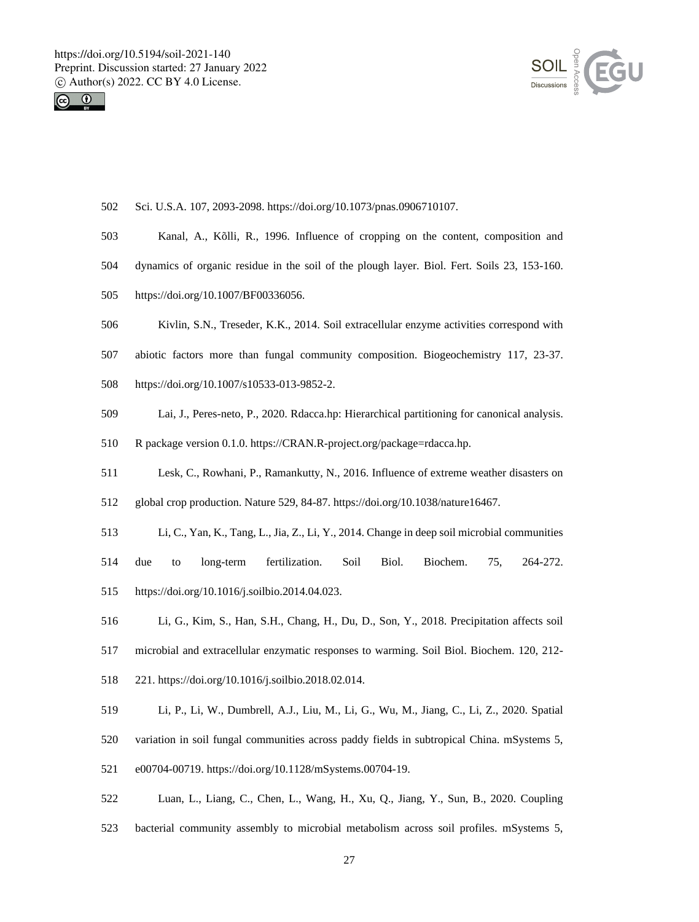Sci. U.S.A. 107, 2093-2098. https://doi.org/10.1073/pnas.0906710107.

Kanal, A., Kõlli, R., 1996. Influence of cropping on the content, composition and dynamics of organic residue in the soil of the plough layer. Biol. Fert. Soils 23, 153-160. https://doi.org/10.1007/BF00336056.

Kivlin, S.N., Treseder, K.K., 2014. Soil extracellular enzyme activities correspond with abiotic factors more than fungal community composition. Biogeochemistry 117, 23-37. https://doi.org/10.1007/s10533-013-9852-2.

Lai, J., Peres-neto, P., 2020. Rdacca.hp: Hierarchical partitioning for canonical analysis. R package version 0.1.0. https://CRAN.R-project.org/package=rdacca.hp.

Lesk, C., Rowhani, P., Ramankutty, N., 2016. Influence of extreme weather disasters on global crop production. Nature 529, 84-87. https://doi.org/10.1038/nature16467.

Li, C., Yan, K., Tang, L., Jia, Z., Li, Y., 2014. Change in deep soil microbial communities due to long-term fertilization. Soil Biol. Biochem. 75, 264-272. https://doi.org/10.1016/j.soilbio.2014.04.023.

Li, G., Kim, S., Han, S.H., Chang, H., Du, D., Son, Y., 2018. Precipitation affects soil microbial and extracellular enzymatic responses to warming. Soil Biol. Biochem. 120, 212-221. https://doi.org/10.1016/j.soilbio.2018.02.014.

Li, P., Li, W., Dumbrell, A.J., Liu, M., Li, G., Wu, M., Jiang, C., Li, Z., 2020. Spatial variation in soil fungal communities across paddy fields in subtropical China. mSystems 5, e00704-00719. https://doi.org/10.1128/mSystems.00704-19.

Luan, L., Liang, C., Chen, L., Wang, H., Xu, Q., Jiang, Y., Sun, B., 2020. Coupling bacterial community assembly to microbial metabolism across soil profiles. mSystems 5,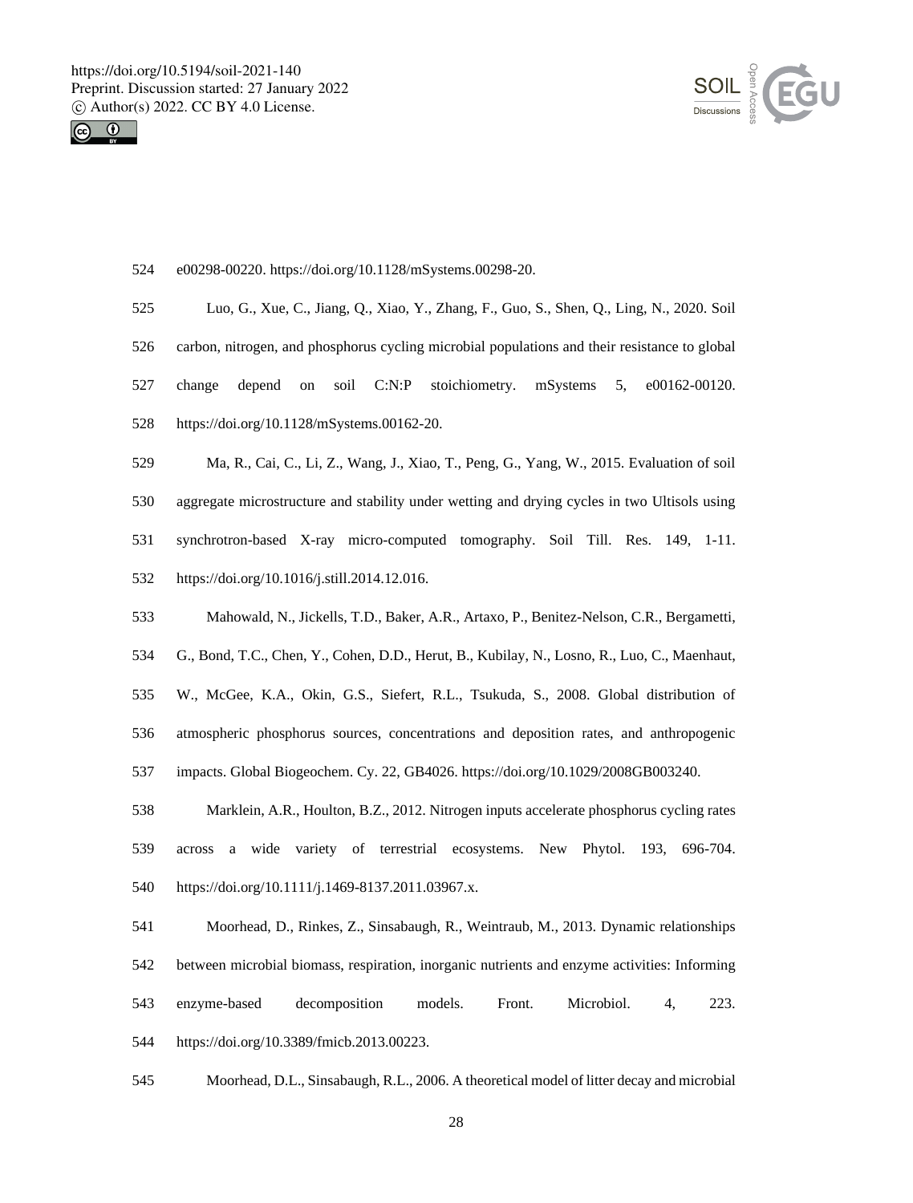e00298-00220. https://doi.org/10.1128/mSystems.00298-20.

Luo, G., Xue, C., Jiang, Q., Xiao, Y., Zhang, F., Guo, S., Shen, Q., Ling, N., 2020. Soil carbon, nitrogen, and phosphorus cycling microbial populations and their resistance to global change depend on soil C:N:P stoichiometry. mSystems 5, e00162-00120. https://doi.org/10.1128/mSystems.00162-20.

Ma, R., Cai, C., Li, Z., Wang, J., Xiao, T., Peng, G., Yang, W., 2015. Evaluation of soil aggregate microstructure and stability under wetting and drying cycles in two Ultisols using synchrotron-based X-ray micro-computed tomography. Soil Till. Res. 149, 1-11. https://doi.org/10.1016/j.still.2014.12.016.

Mahowald, N., Jickells, T.D., Baker, A.R., Artaxo, P., Benitez-Nelson, C.R., Bergametti, G., Bond, T.C., Chen, Y., Cohen, D.D., Herut, B., Kubilay, N., Losno, R., Luo, C., Maenhaut, W., McGee, K.A., Okin, G.S., Siefert, R.L., Tsukuda, S., 2008. Global distribution of atmospheric phosphorus sources, concentrations and deposition rates, and anthropogenic impacts. Global Biogeochem. Cy. 22, GB4026. https://doi.org/10.1029/2008GB003240.

Marklein, A.R., Houlton, B.Z., 2012. Nitrogen inputs accelerate phosphorus cycling rates across a wide variety of terrestrial ecosystems. New Phytol. 193, 696-704. https://doi.org/10.1111/j.1469-8137.2011.03967.x.

Moorhead, D., Rinkes, Z., Sinsabaugh, R., Weintraub, M., 2013. Dynamic relationships between microbial biomass, respiration, inorganic nutrients and enzyme activities: Informing enzyme-based decomposition models. Front. Microbiol. 4, 223. https://doi.org/10.3389/fmicb.2013.00223.

Moorhead, D.L., Sinsabaugh, R.L., 2006. A theoretical model of litter decay and microbial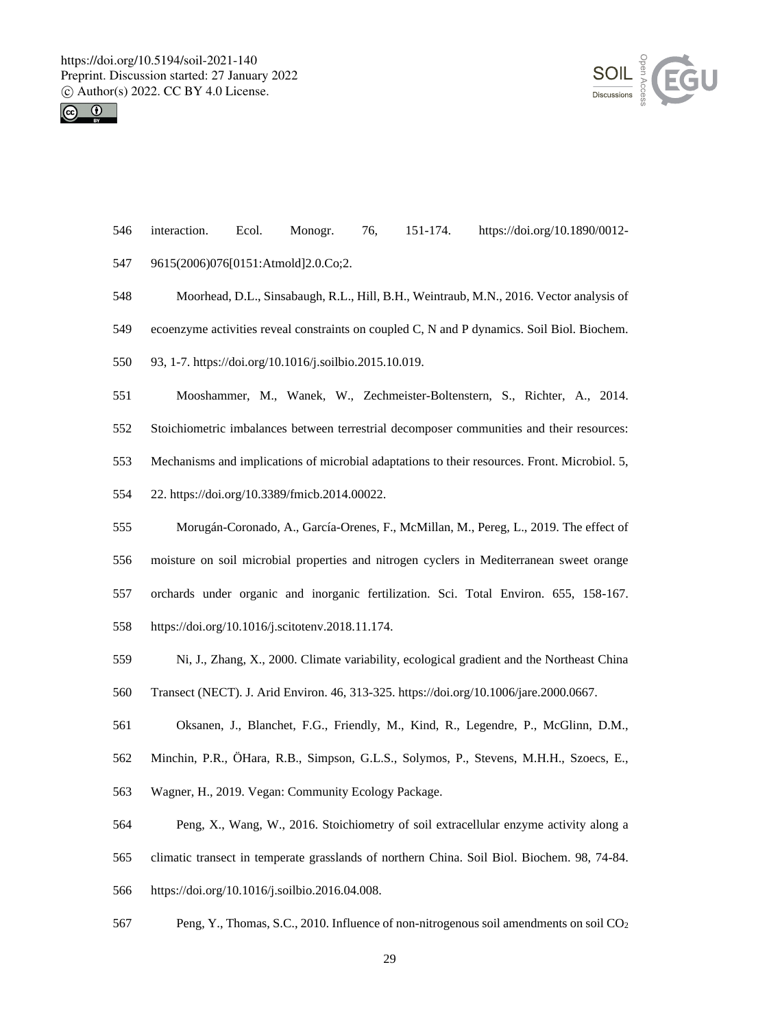interaction. Ecol. Monogr. 76, 151-174. https://doi.org/10.1890/0012-9615(2006)076[0151:Atmold]2.0.Co;2.

Moorhead, D.L., Sinsabaugh, R.L., Hill, B.H., Weintraub, M.N., 2016. Vector analysis of ecoenzyme activities reveal constraints on coupled C, N and P dynamics. Soil Biol. Biochem. 93, 1-7. https://doi.org/10.1016/j.soilbio.2015.10.019.

Mooshammer, M., Wanek, W., Zechmeister-Boltenstern, S., Richter, A., 2014. Stoichiometric imbalances between terrestrial decomposer communities and their resources: Mechanisms and implications of microbial adaptations to their resources. Front. Microbiol. 5, 22. https://doi.org/10.3389/fmicb.2014.00022.

Morugán-Coronado, A., García-Orenes, F., McMillan, M., Pereg, L., 2019. The effect of moisture on soil microbial properties and nitrogen cyclers in Mediterranean sweet orange orchards under organic and inorganic fertilization. Sci. Total Environ. 655, 158-167. https://doi.org/10.1016/j.scitotenv.2018.11.174.

Ni, J., Zhang, X., 2000. Climate variability, ecological gradient and the Northeast China Transect (NECT). J. Arid Environ. 46, 313-325. https://doi.org/10.1006/jare.2000.0667.

Oksanen, J., Blanchet, F.G., Friendly, M., Kind, R., Legendre, P., McGlinn, D.M., Minchin, P.R., ÖHara, R.B., Simpson, G.L.S., Solymos, P., Stevens, M.H.H., Szoecs, E., Wagner, H., 2019. Vegan: Community Ecology Package.

Peng, X., Wang, W., 2016. Stoichiometry of soil extracellular enzyme activity along a climatic transect in temperate grasslands of northern China. Soil Biol. Biochem. 98, 74-84. https://doi.org/10.1016/j.soilbio.2016.04.008.

Peng, Y., Thomas, S.C., 2010. Influence of non-nitrogenous soil amendments on soil $CO_2$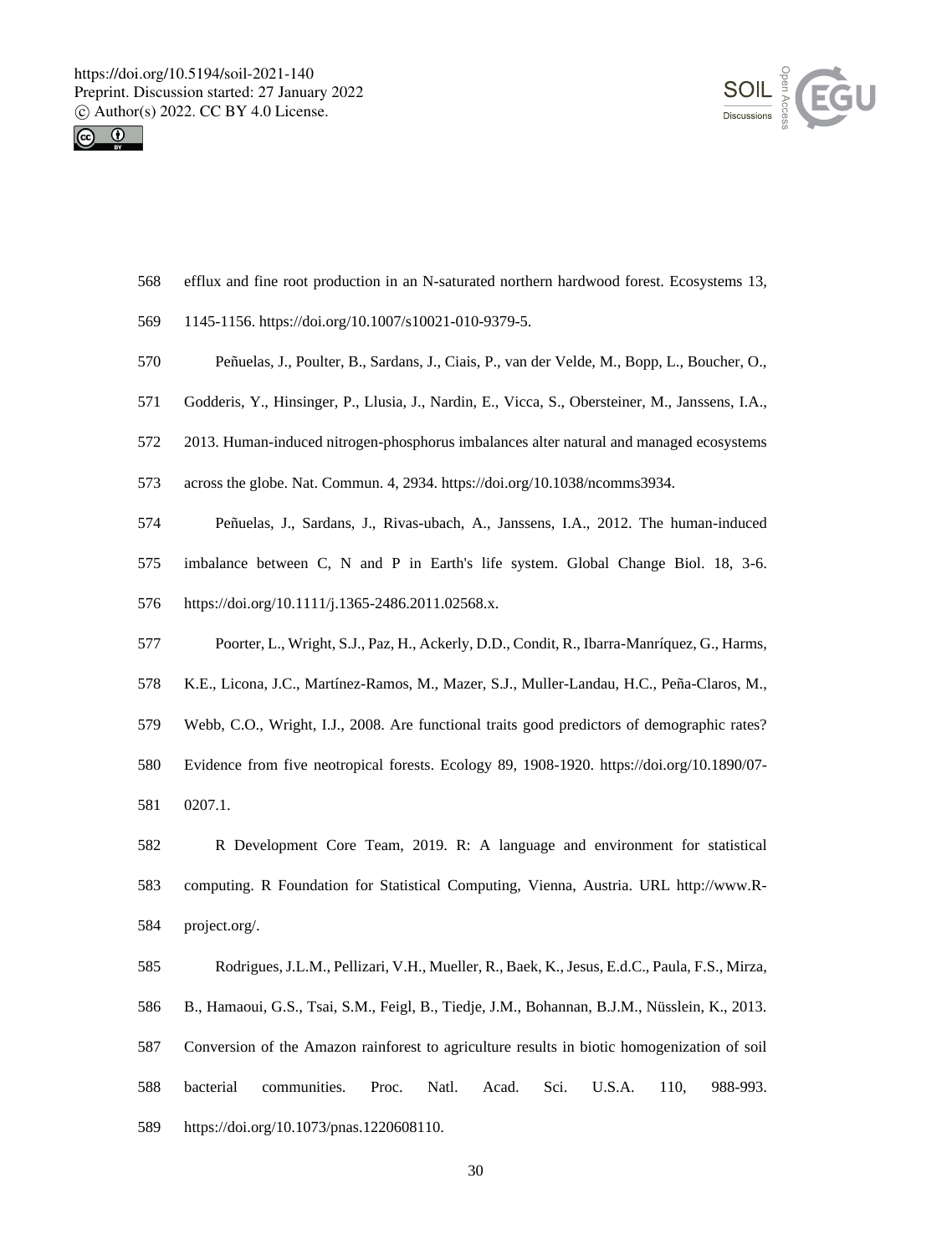efflux and fine root production in an N-saturated northern hardwood forest. Ecosystems 13, 1145-1156. https://doi.org/10.1007/s10021-010-9379-5.

Peñuelas, J., Poulter, B., Sardans, J., Ciais, P., van der Velde, M., Bopp, L., Boucher, O., Godderis, Y., Hinsinger, P., Llusia, J., Nardin, E., Vicca, S., Obersteiner, M., Janssens, I.A., 2013. Human-induced nitrogen-phosphorus imbalances alter natural and managed ecosystems across the globe. Nat. Commun. 4, 2934. https://doi.org/10.1038/ncomms3934.

Peñuelas, J., Sardans, J., Rivas-ubach, A., Janssens, I.A., 2012. The human-induced imbalance between C, N and P in Earth's life system. Global Change Biol. 18, 3-6. https://doi.org/10.1111/j.1365-2486.2011.02568.x.

Poorter, L., Wright, S.J., Paz, H., Ackerly, D.D., Condit, R., Ibarra-Manríquez, G., Harms, K.E., Licona, J.C., Martínez-Ramos, M., Mazer, S.J., Muller-Landau, H.C., Peña-Claros, M., Webb, C.O., Wright, I.J., 2008. Are functional traits good predictors of demographic rates? Evidence from five neotropical forests. Ecology 89, 1908-1920. https://doi.org/10.1890/07-0207.1.

R Development Core Team, 2019. R: A language and environment for statistical computing. R Foundation for Statistical Computing, Vienna, Austria. URL http://www.R-project.org/.

Rodrigues, J.L.M., Pellizari, V.H., Mueller, R., Baek, K., Jesus, E.d.C., Paula, F.S., Mirza, B., Hamaoui, G.S., Tsai, S.M., Feigl, B., Tiedje, J.M., Bohannan, B.J.M., Nüsslein, K., 2013. Conversion of the Amazon rainforest to agriculture results in biotic homogenization of soil bacterial communities. Proc. Natl. Acad. Sci. U.S.A. 110, 988-993. https://doi.org/10.1073/pnas.1220608110.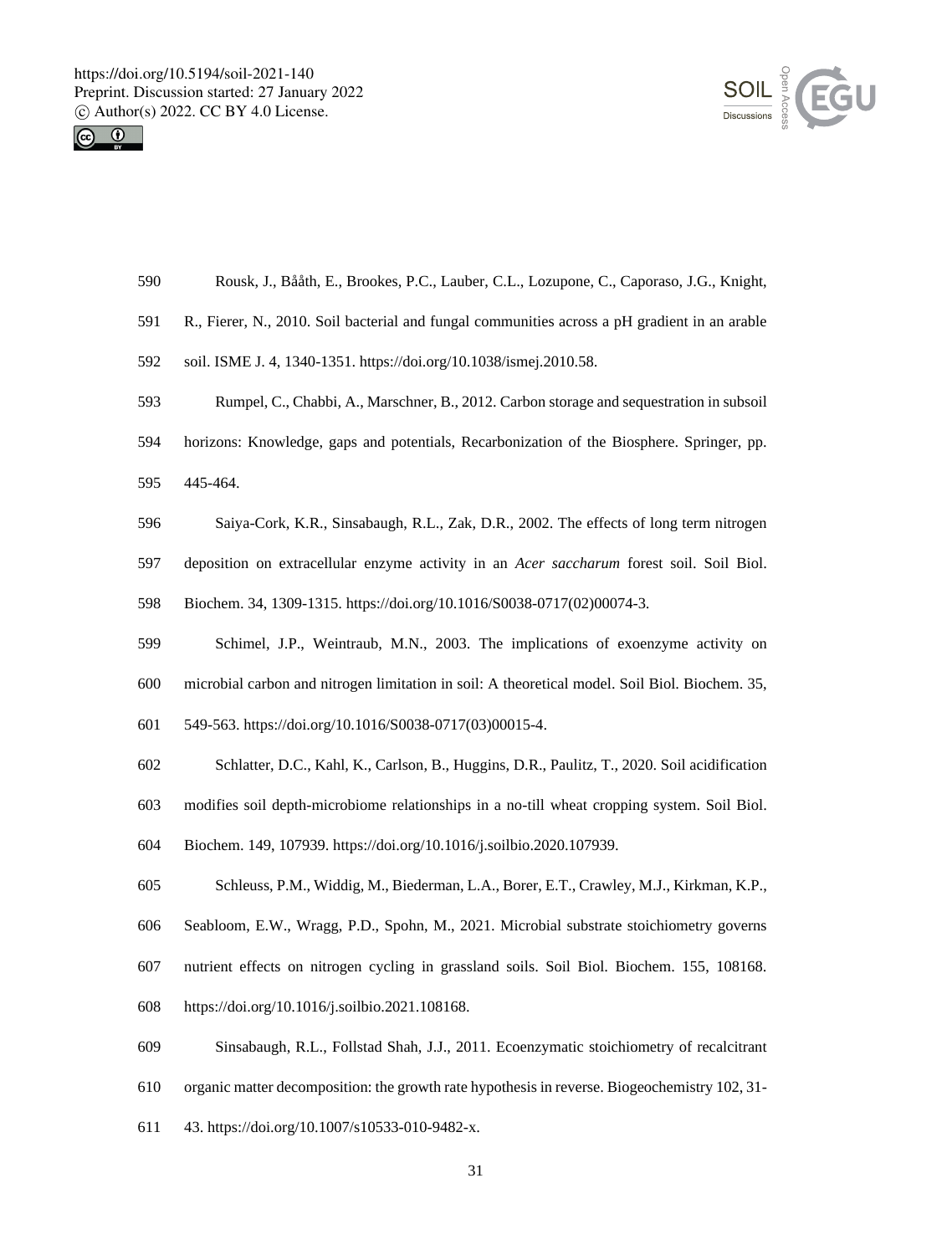Rousk, J., Bååth, E., Brookes, P.C., Lauber, C.L., Lozupone, C., Caporaso, J.G., Knight, R., Fierer, N., 2010. Soil bacterial and fungal communities across a pH gradient in an arable soil. ISME J. 4, 1340-1351. https://doi.org/10.1038/ismej.2010.58.

Rumpel, C., Chabbi, A., Marschner, B., 2012. Carbon storage and sequestration in subsoil horizons: Knowledge, gaps and potentials, Recarbonization of the Biosphere. Springer, pp. 445-464.

Saiya-Cork, K.R., Sinsabaugh, R.L., Zak, D.R., 2002. The effects of long term nitrogen deposition on extracellular enzyme activity in an *Acer saccharum* forest soil. Soil Biol. Biochem. 34, 1309-1315. https://doi.org/10.1016/S0038-0717(02)00074-3.

Schimel, J.P., Weintraub, M.N., 2003. The implications of exoenzyme activity on microbial carbon and nitrogen limitation in soil: A theoretical model. Soil Biol. Biochem. 35, 549-563. https://doi.org/10.1016/S0038-0717(03)00015-4.

Schlatter, D.C., Kahl, K., Carlson, B., Huggins, D.R., Paulitz, T., 2020. Soil acidification modifies soil depth-microbiome relationships in a no-till wheat cropping system. Soil Biol. Biochem. 149, 107939. https://doi.org/10.1016/j.soilbio.2020.107939.

Schleuss, P.M., Widdig, M., Biederman, L.A., Borer, E.T., Crawley, M.J., Kirkman, K.P., Seabloom, E.W., Wragg, P.D., Spohn, M., 2021. Microbial substrate stoichiometry governs nutrient effects on nitrogen cycling in grassland soils. Soil Biol. Biochem. 155, 108168. https://doi.org/10.1016/j.soilbio.2021.108168.

Sinsabaugh, R.L., Follstad Shah, J.J., 2011. Ecoenzymatic stoichiometry of recalcitrant organic matter decomposition: the growth rate hypothesis in reverse. Biogeochemistry 102, 31-43. https://doi.org/10.1007/s10533-010-9482-x.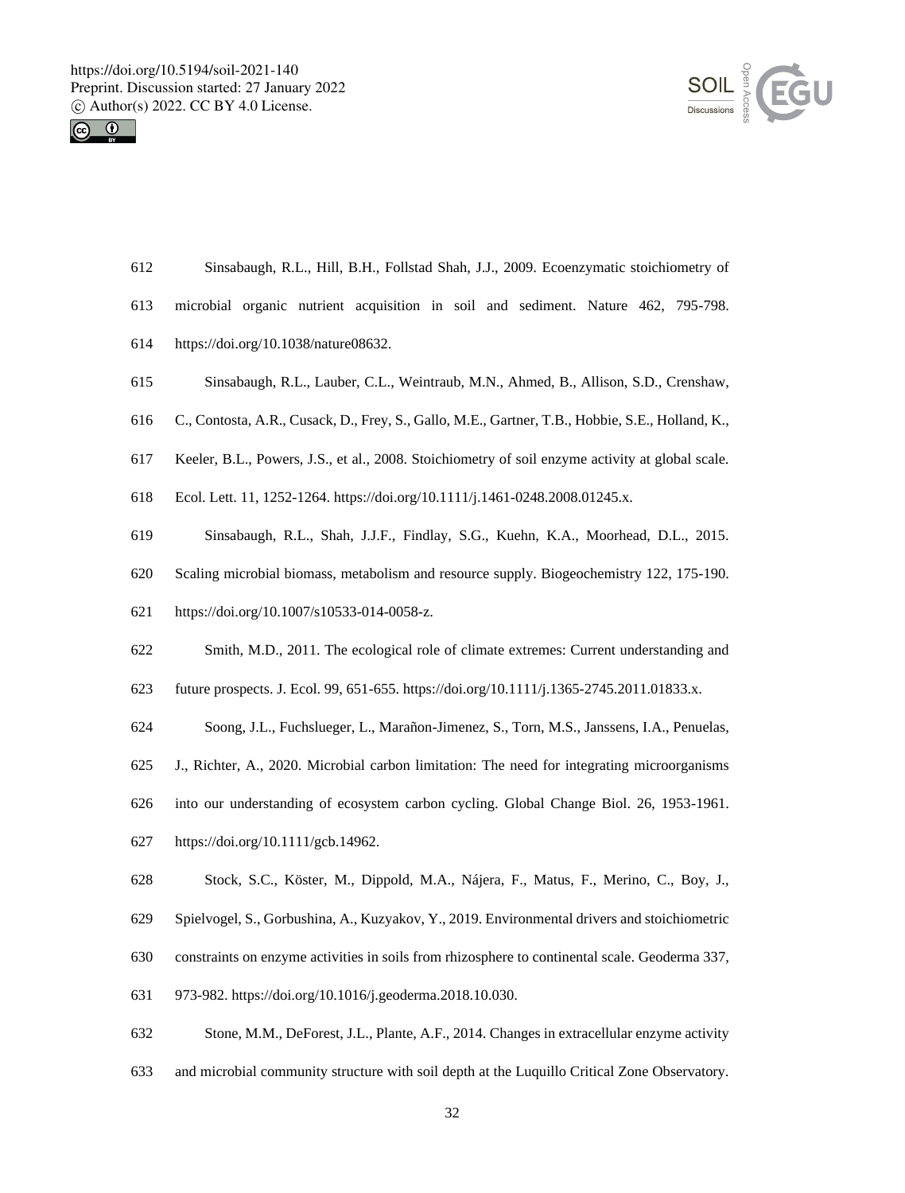612 Sinsabaugh, R.L., Hill, B.H., Follstad Shah, J.J., 2009. Ecoenzymatic stoichiometry of
613 microbial organic nutrient acquisition in soil and sediment. Nature 462, 795-798.
614 https://doi.org/10.1038/nature08632.

615 Sinsabaugh, R.L., Lauber, C.L., Weintraub, M.N., Ahmed, B., Allison, S.D., Crenshaw,
616 C., Contosta, A.R., Cusack, D., Frey, S., Gallo, M.E., Gartner, T.B., Hobbie, S.E., Holland, K.,
617 Keeler, B.L., Powers, J.S., et al., 2008. Stoichiometry of soil enzyme activity at global scale.
618 Ecol. Lett. 11, 1252-1264. https://doi.org/10.1111/j.1461-0248.2008.01245.x.

619 Sinsabaugh, R.L., Shah, J.J.F., Findlay, S.G., Kuehn, K.A., Moorhead, D.L., 2015.
620 Scaling microbial biomass, metabolism and resource supply. Biogeochemistry 122, 175-190.
621 https://doi.org/10.1007/s10533-014-0058-z.

622 Smith, M.D., 2011. The ecological role of climate extremes: Current understanding and
623 future prospects. J. Ecol. 99, 651-655. https://doi.org/10.1111/j.1365-2745.2011.01833.x.

624 Soong, J.L., Fuchslueger, L., Marañon-Jimenez, S., Torn, M.S., Janssens, I.A., Penuelas,
625 J., Richter, A., 2020. Microbial carbon limitation: The need for integrating microorganisms
626 into our understanding of ecosystem carbon cycling. Global Change Biol. 26, 1953-1961.
627 https://doi.org/10.1111/gcb.14962.

628 Stock, S.C., Köster, M., Dippold, M.A., Nájera, F., Matus, F., Merino, C., Boy, J.,
629 Spielvogel, S., Gorbushina, A., Kuzyakov, Y., 2019. Environmental drivers and stoichiometric
630 constraints on enzyme activities in soils from rhizosphere to continental scale. Geoderma 337,
631 973-982. https://doi.org/10.1016/j.geoderma.2018.10.030.

632 Stone, M.M., DeForest, J.L., Plante, A.F., 2014. Changes in extracellular enzyme activity
633 and microbial community structure with soil depth at the Luquillo Critical Zone Observatory.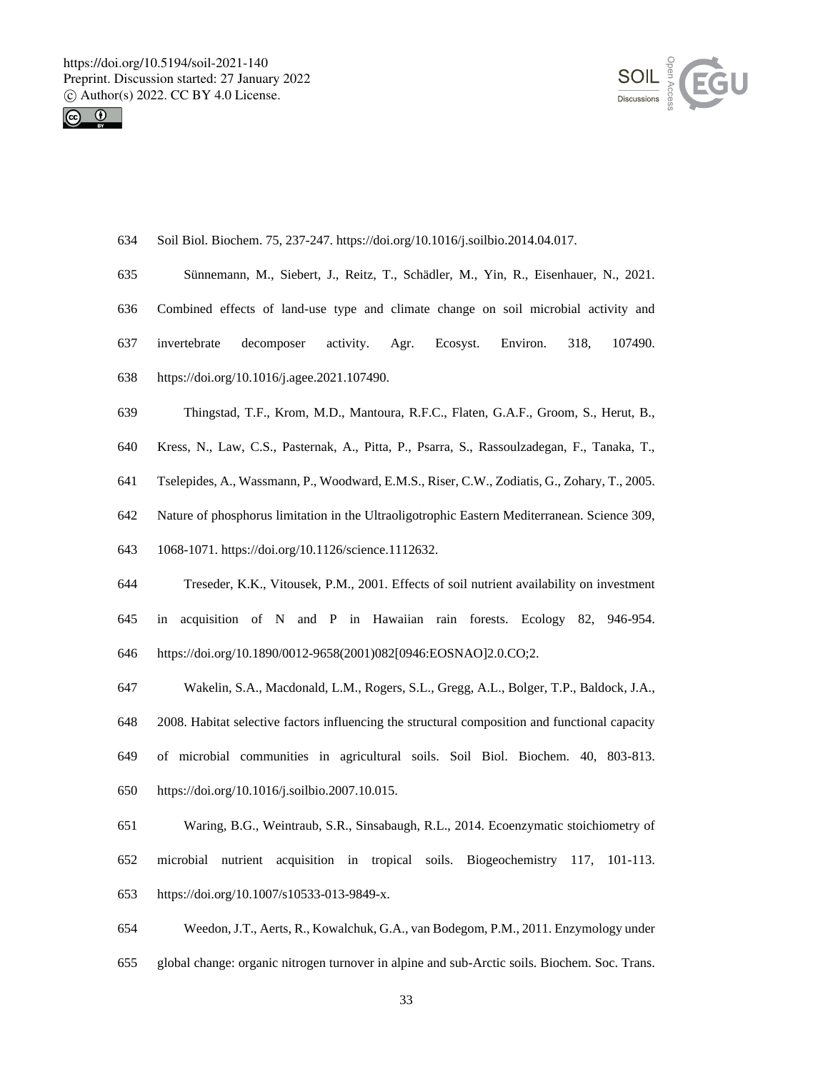Soil Biol. Biochem. 75, 237-247. https://doi.org/10.1016/j.soilbio.2014.04.017.

Sünnemann, M., Siebert, J., Reitz, T., Schädler, M., Yin, R., Eisenhauer, N., 2021. Combined effects of land-use type and climate change on soil microbial activity and invertebrate decomposer activity. Agr. Ecosyst. Environ. 318, 107490. https://doi.org/10.1016/j.agee.2021.107490.

Thingstad, T.F., Krom, M.D., Mantoura, R.F.C., Flaten, G.A.F., Groom, S., Herut, B., Kress, N., Law, C.S., Pasternak, A., Pitta, P., Psarra, S., Rassoulzadegan, F., Tanaka, T., Tselepides, A., Wassmann, P., Woodward, E.M.S., Riser, C.W., Zodiatis, G., Zohary, T., 2005. Nature of phosphorus limitation in the Ultraoligotrophic Eastern Mediterranean. Science 309, 1068-1071. https://doi.org/10.1126/science.1112632.

Treseder, K.K., Vitousek, P.M., 2001. Effects of soil nutrient availability on investment in acquisition of N and P in Hawaiian rain forests. Ecology 82, 946-954. https://doi.org/10.1890/0012-9658(2001)082[0946:EOSNAO]2.0.CO;2.

Wakelin, S.A., Macdonald, L.M., Rogers, S.L., Gregg, A.L., Bolger, T.P., Baldock, J.A., 2008. Habitat selective factors influencing the structural composition and functional capacity of microbial communities in agricultural soils. Soil Biol. Biochem. 40, 803-813. https://doi.org/10.1016/j.soilbio.2007.10.015.

Waring, B.G., Weintraub, S.R., Sinsabaugh, R.L., 2014. Ecoenzymatic stoichiometry of microbial nutrient acquisition in tropical soils. Biogeochemistry 117, 101-113. https://doi.org/10.1007/s10533-013-9849-x.

Weedon, J.T., Aerts, R., Kowalchuk, G.A., van Bodegom, P.M., 2011. Enzymology under global change: organic nitrogen turnover in alpine and sub-Arctic soils. Biochem. Soc. Trans.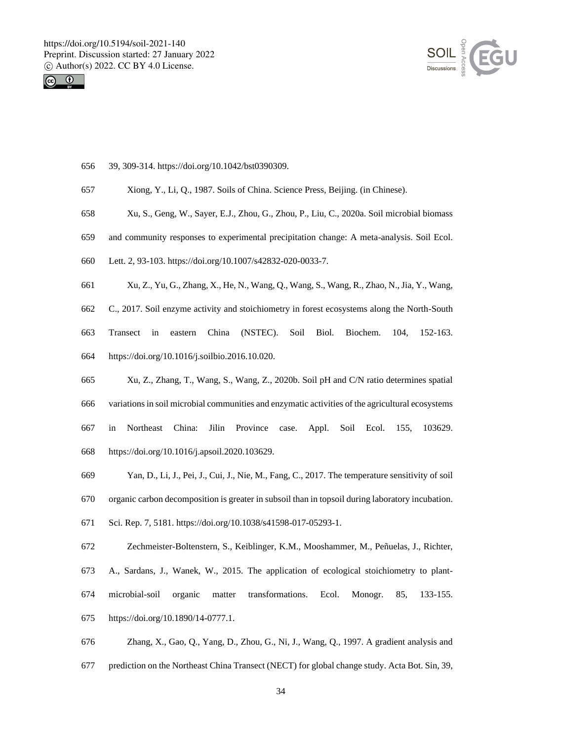39, 309-314. https://doi.org/10.1042/bst0390309.

Xiong, Y., Li, Q., 1987. Soils of China. Science Press, Beijing. (in Chinese).

Xu, S., Geng, W., Sayer, E.J., Zhou, G., Zhou, P., Liu, C., 2020a. Soil microbial biomass and community responses to experimental precipitation change: A meta-analysis. Soil Ecol. Lett. 2, 93-103. https://doi.org/10.1007/s42832-020-0033-7.

Xu, Z., Yu, G., Zhang, X., He, N., Wang, Q., Wang, S., Wang, R., Zhao, N., Jia, Y., Wang, C., 2017. Soil enzyme activity and stoichiometry in forest ecosystems along the North-South Transect in eastern China (NSTEC). Soil Biol. Biochem. 104, 152-163. https://doi.org/10.1016/j.soilbio.2016.10.020.

Xu, Z., Zhang, T., Wang, S., Wang, Z., 2020b. Soil pH and C/N ratio determines spatial variations in soil microbial communities and enzymatic activities of the agricultural ecosystems in Northeast China: Jilin Province case. Appl. Soil Ecol. 155, 103629. https://doi.org/10.1016/j.apsoil.2020.103629.

Yan, D., Li, J., Pei, J., Cui, J., Nie, M., Fang, C., 2017. The temperature sensitivity of soil organic carbon decomposition is greater in subsoil than in topsoil during laboratory incubation. Sci. Rep. 7, 5181. https://doi.org/10.1038/s41598-017-05293-1.

Zechmeister-Boltenstern, S., Keiblinger, K.M., Mooshammer, M., Peñuelas, J., Richter, A., Sardans, J., Wanek, W., 2015. The application of ecological stoichiometry to plant-microbial-soil organic matter transformations. Ecol. Monogr. 85, 133-155. https://doi.org/10.1890/14-0777.1.

Zhang, X., Gao, Q., Yang, D., Zhou, G., Ni, J., Wang, Q., 1997. A gradient analysis and prediction on the Northeast China Transect (NECT) for global change study. Acta Bot. Sin, 39,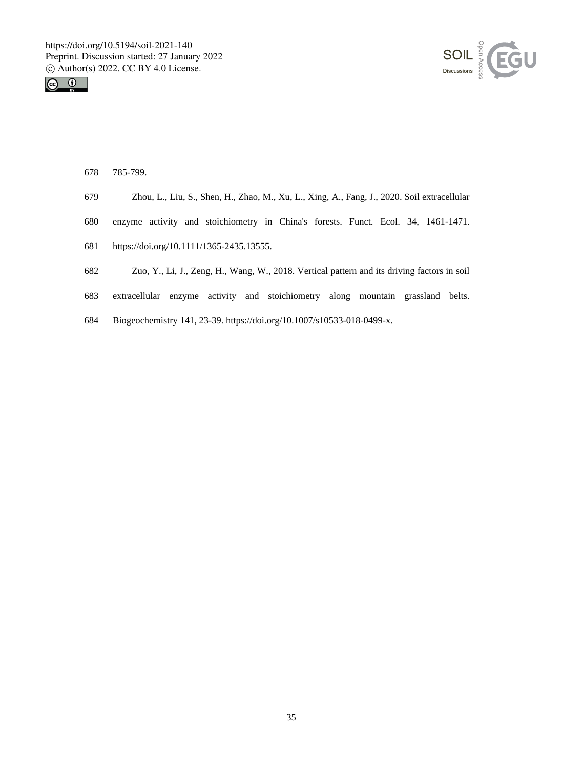785-799.

Zhou, L., Liu, S., Shen, H., Zhao, M., Xu, L., Xing, A., Fang, J., 2020. Soil extracellular enzyme activity and stoichiometry in China's forests. Funct. Ecol. 34, 1461-1471. https://doi.org/10.1111/1365-2435.13555.

Zuo, Y., Li, J., Zeng, H., Wang, W., 2018. Vertical pattern and its driving factors in soil extracellular enzyme activity and stoichiometry along mountain grassland belts. Biogeochemistry 141, 23-39. https://doi.org/10.1007/s10533-018-0499-x.